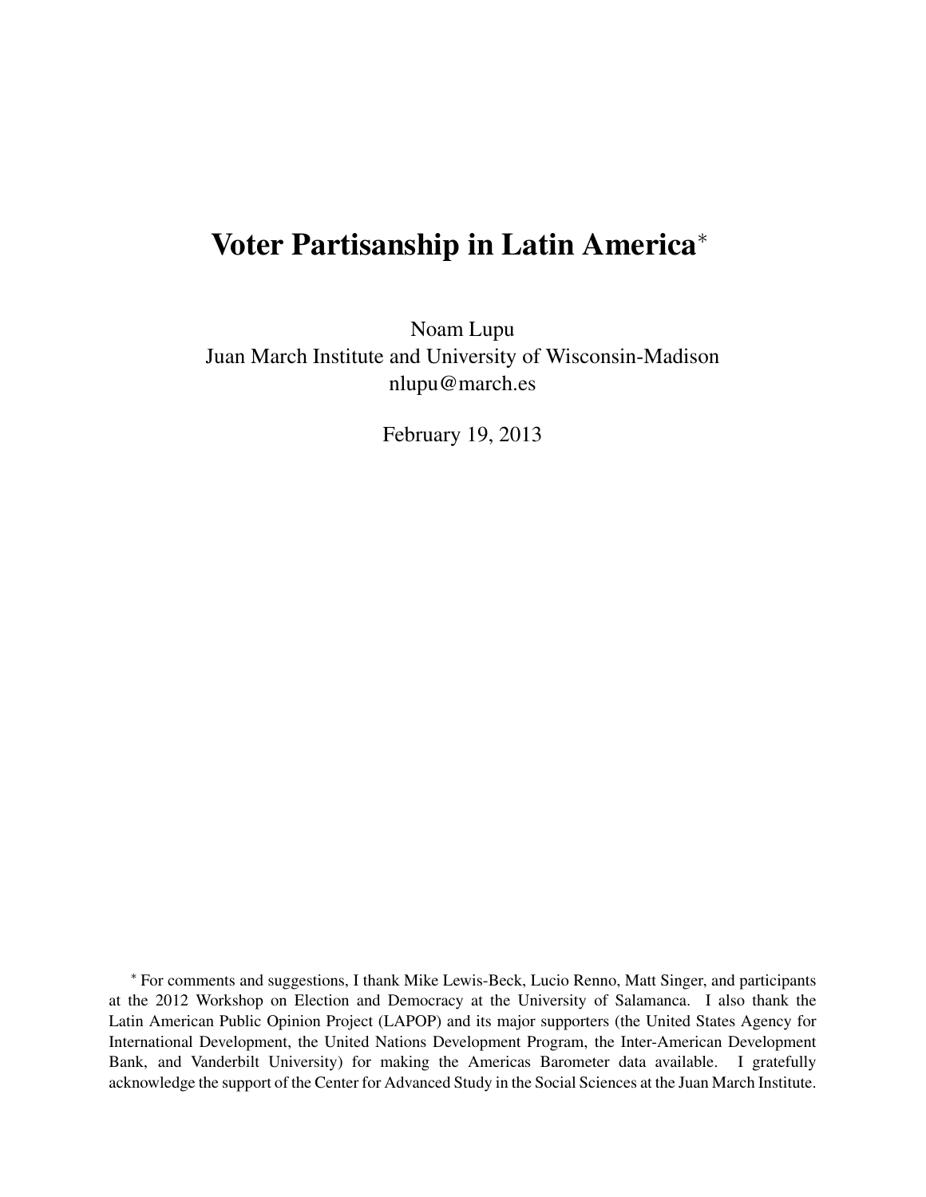# Voter Partisanship in Latin America*

Noam Lupu
Juan March Institute and University of Wisconsin-Madison
nlupu@march.es

February 19, 2013

* For comments and suggestions, I thank Mike Lewis-Beck, Lucio Renno, Matt Singer, and participants at the 2012 Workshop on Election and Democracy at the University of Salamanca. I also thank the Latin American Public Opinion Project (LAPOP) and its major supporters (the United States Agency for International Development, the United Nations Development Program, the Inter-American Development Bank, and Vanderbilt University) for making the Americas Barometer data available. I gratefully acknowledge the support of the Center for Advanced Study in the Social Sciences at the Juan March Institute.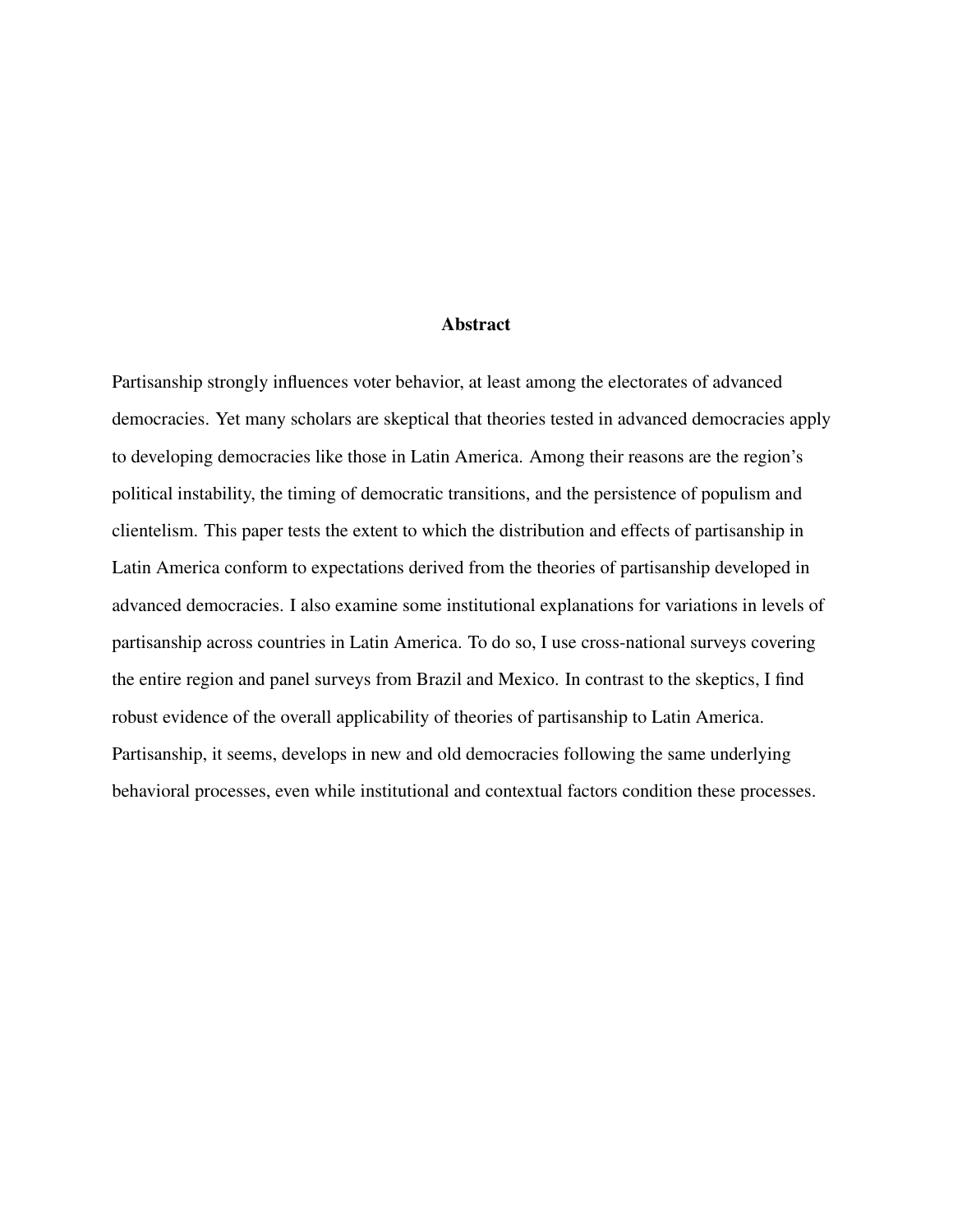## Abstract

Partisanship strongly influences voter behavior, at least among the electorates of advanced democracies. Yet many scholars are skeptical that theories tested in advanced democracies apply to developing democracies like those in Latin America. Among their reasons are the region's political instability, the timing of democratic transitions, and the persistence of populism and clientelism. This paper tests the extent to which the distribution and effects of partisanship in Latin America conform to expectations derived from the theories of partisanship developed in advanced democracies. I also examine some institutional explanations for variations in levels of partisanship across countries in Latin America. To do so, I use cross-national surveys covering the entire region and panel surveys from Brazil and Mexico. In contrast to the skeptics, I find robust evidence of the overall applicability of theories of partisanship to Latin America. Partisanship, it seems, develops in new and old democracies following the same underlying behavioral processes, even while institutional and contextual factors condition these processes.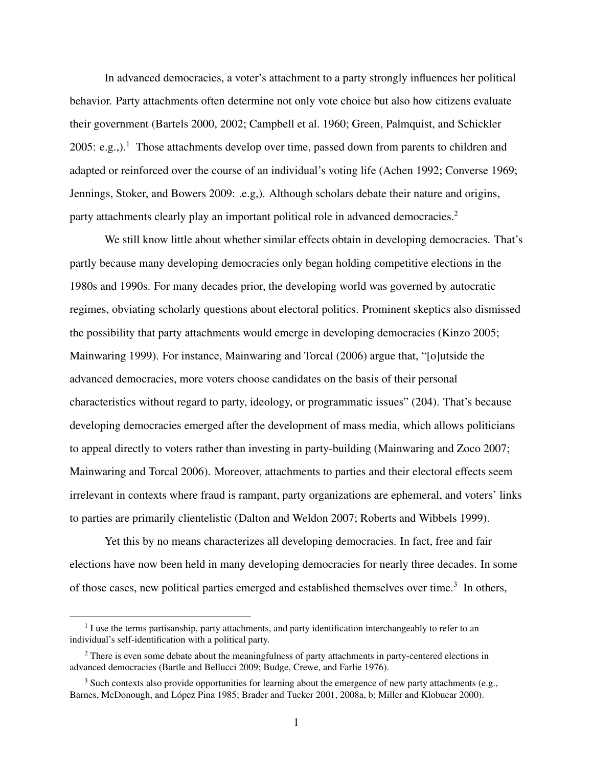In advanced democracies, a voter's attachment to a party strongly influences her political behavior. Party attachments often determine not only vote choice but also how citizens evaluate their government (Bartels 2000, 2002; Campbell et al. 1960; Green, Palmquist, and Schickler 2005: e.g.,).[1] Those attachments develop over time, passed down from parents to children and adapted or reinforced over the course of an individual's voting life (Achen 1992; Converse 1969; Jennings, Stoker, and Bowers 2009: .e.g,). Although scholars debate their nature and origins, party attachments clearly play an important political role in advanced democracies.[2]

We still know little about whether similar effects obtain in developing democracies. That's partly because many developing democracies only began holding competitive elections in the 1980s and 1990s. For many decades prior, the developing world was governed by autocratic regimes, obviating scholarly questions about electoral politics. Prominent skeptics also dismissed the possibility that party attachments would emerge in developing democracies (Kinzo 2005; Mainwaring 1999). For instance, Mainwaring and Torcal (2006) argue that, "[o]utside the advanced democracies, more voters choose candidates on the basis of their personal characteristics without regard to party, ideology, or programmatic issues" (204). That's because developing democracies emerged after the development of mass media, which allows politicians to appeal directly to voters rather than investing in party-building (Mainwaring and Zoco 2007; Mainwaring and Torcal 2006). Moreover, attachments to parties and their electoral effects seem irrelevant in contexts where fraud is rampant, party organizations are ephemeral, and voters' links to parties are primarily clientelistic (Dalton and Weldon 2007; Roberts and Wibbels 1999).

Yet this by no means characterizes all developing democracies. In fact, free and fair elections have now been held in many developing democracies for nearly three decades. In some of those cases, new political parties emerged and established themselves over time.[3] In others,

[1] I use the terms partisanship, party attachments, and party identification interchangeably to refer to an individual's self-identification with a political party.

[2] There is even some debate about the meaningfulness of party attachments in party-centered elections in advanced democracies (Bartle and Bellucci 2009; Budge, Crewe, and Farlie 1976).

[3] Such contexts also provide opportunities for learning about the emergence of new party attachments (e.g., Barnes, McDonough, and López Pina 1985; Brader and Tucker 2001, 2008a, b; Miller and Klobucar 2000).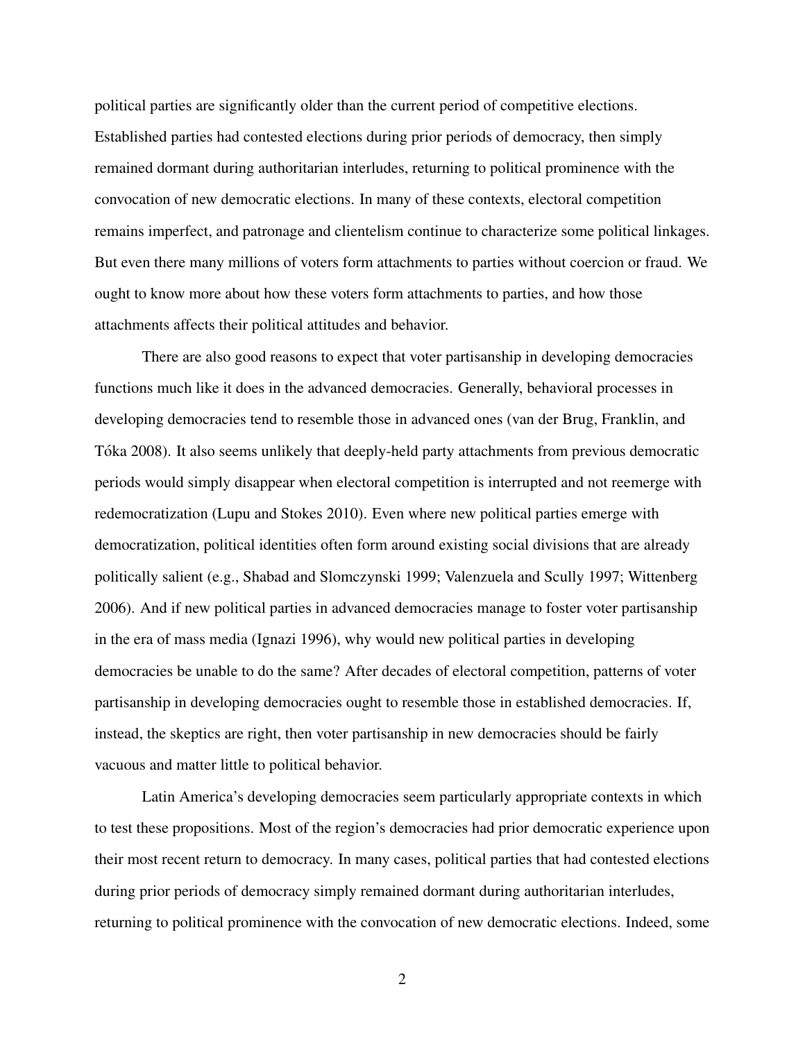political parties are significantly older than the current period of competitive elections. Established parties had contested elections during prior periods of democracy, then simply remained dormant during authoritarian interludes, returning to political prominence with the convocation of new democratic elections. In many of these contexts, electoral competition remains imperfect, and patronage and clientelism continue to characterize some political linkages. But even there many millions of voters form attachments to parties without coercion or fraud. We ought to know more about how these voters form attachments to parties, and how those attachments affects their political attitudes and behavior.

There are also good reasons to expect that voter partisanship in developing democracies functions much like it does in the advanced democracies. Generally, behavioral processes in developing democracies tend to resemble those in advanced ones (van der Brug, Franklin, and Tóka 2008). It also seems unlikely that deeply-held party attachments from previous democratic periods would simply disappear when electoral competition is interrupted and not reemerge with redemocratization (Lupu and Stokes 2010). Even where new political parties emerge with democratization, political identities often form around existing social divisions that are already politically salient (e.g., Shabad and Slomczynski 1999; Valenzuela and Scully 1997; Wittenberg 2006). And if new political parties in advanced democracies manage to foster voter partisanship in the era of mass media (Ignazi 1996), why would new political parties in developing democracies be unable to do the same? After decades of electoral competition, patterns of voter partisanship in developing democracies ought to resemble those in established democracies. If, instead, the skeptics are right, then voter partisanship in new democracies should be fairly vacuous and matter little to political behavior.

Latin America's developing democracies seem particularly appropriate contexts in which to test these propositions. Most of the region's democracies had prior democratic experience upon their most recent return to democracy. In many cases, political parties that had contested elections during prior periods of democracy simply remained dormant during authoritarian interludes, returning to political prominence with the convocation of new democratic elections. Indeed, some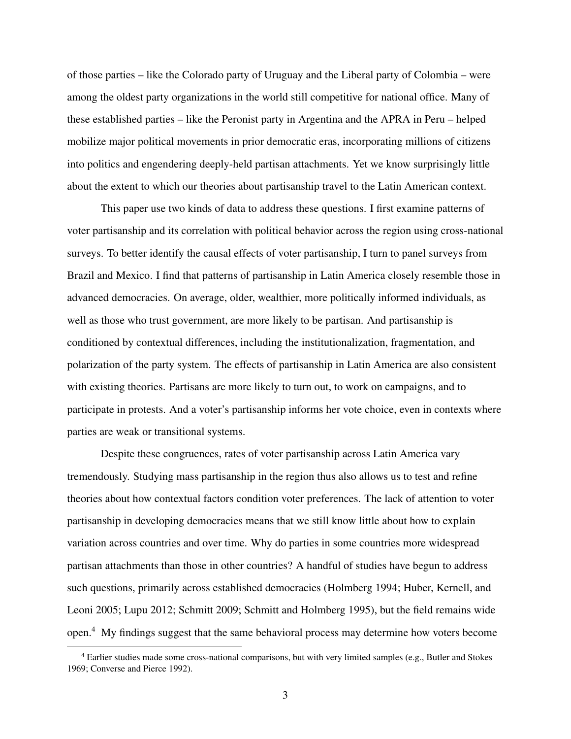of those parties – like the Colorado party of Uruguay and the Liberal party of Colombia – were among the oldest party organizations in the world still competitive for national office. Many of these established parties – like the Peronist party in Argentina and the APRA in Peru – helped mobilize major political movements in prior democratic eras, incorporating millions of citizens into politics and engendering deeply-held partisan attachments. Yet we know surprisingly little about the extent to which our theories about partisanship travel to the Latin American context.

This paper use two kinds of data to address these questions. I first examine patterns of voter partisanship and its correlation with political behavior across the region using cross-national surveys. To better identify the causal effects of voter partisanship, I turn to panel surveys from Brazil and Mexico. I find that patterns of partisanship in Latin America closely resemble those in advanced democracies. On average, older, wealthier, more politically informed individuals, as well as those who trust government, are more likely to be partisan. And partisanship is conditioned by contextual differences, including the institutionalization, fragmentation, and polarization of the party system. The effects of partisanship in Latin America are also consistent with existing theories. Partisans are more likely to turn out, to work on campaigns, and to participate in protests. And a voter's partisanship informs her vote choice, even in contexts where parties are weak or transitional systems.

Despite these congruences, rates of voter partisanship across Latin America vary tremendously. Studying mass partisanship in the region thus also allows us to test and refine theories about how contextual factors condition voter preferences. The lack of attention to voter partisanship in developing democracies means that we still know little about how to explain variation across countries and over time. Why do parties in some countries more widespread partisan attachments than those in other countries? A handful of studies have begun to address such questions, primarily across established democracies (Holmberg 1994; Huber, Kernell, and Leoni 2005; Lupu 2012; Schmitt 2009; Schmitt and Holmberg 1995), but the field remains wide open.[4] My findings suggest that the same behavioral process may determine how voters become

[4] Earlier studies made some cross-national comparisons, but with very limited samples (e.g., Butler and Stokes 1969; Converse and Pierce 1992).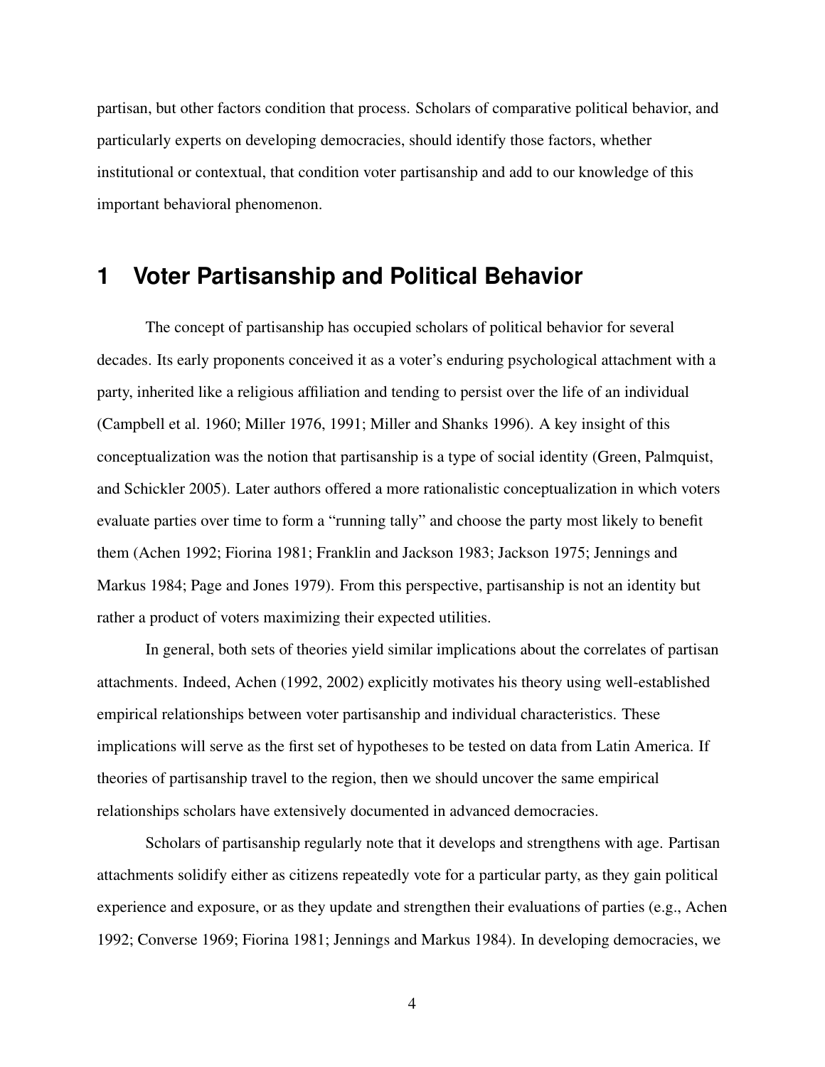partisan, but other factors condition that process. Scholars of comparative political behavior, and particularly experts on developing democracies, should identify those factors, whether institutional or contextual, that condition voter partisanship and add to our knowledge of this important behavioral phenomenon.

# 1 Voter Partisanship and Political Behavior

The concept of partisanship has occupied scholars of political behavior for several decades. Its early proponents conceived it as a voter's enduring psychological attachment with a party, inherited like a religious affiliation and tending to persist over the life of an individual (Campbell et al. 1960; Miller 1976, 1991; Miller and Shanks 1996). A key insight of this conceptualization was the notion that partisanship is a type of social identity (Green, Palmquist, and Schickler 2005). Later authors offered a more rationalistic conceptualization in which voters evaluate parties over time to form a "running tally" and choose the party most likely to benefit them (Achen 1992; Fiorina 1981; Franklin and Jackson 1983; Jackson 1975; Jennings and Markus 1984; Page and Jones 1979). From this perspective, partisanship is not an identity but rather a product of voters maximizing their expected utilities.

In general, both sets of theories yield similar implications about the correlates of partisan attachments. Indeed, Achen (1992, 2002) explicitly motivates his theory using well-established empirical relationships between voter partisanship and individual characteristics. These implications will serve as the first set of hypotheses to be tested on data from Latin America. If theories of partisanship travel to the region, then we should uncover the same empirical relationships scholars have extensively documented in advanced democracies.

Scholars of partisanship regularly note that it develops and strengthens with age. Partisan attachments solidify either as citizens repeatedly vote for a particular party, as they gain political experience and exposure, or as they update and strengthen their evaluations of parties (e.g., Achen 1992; Converse 1969; Fiorina 1981; Jennings and Markus 1984). In developing democracies, we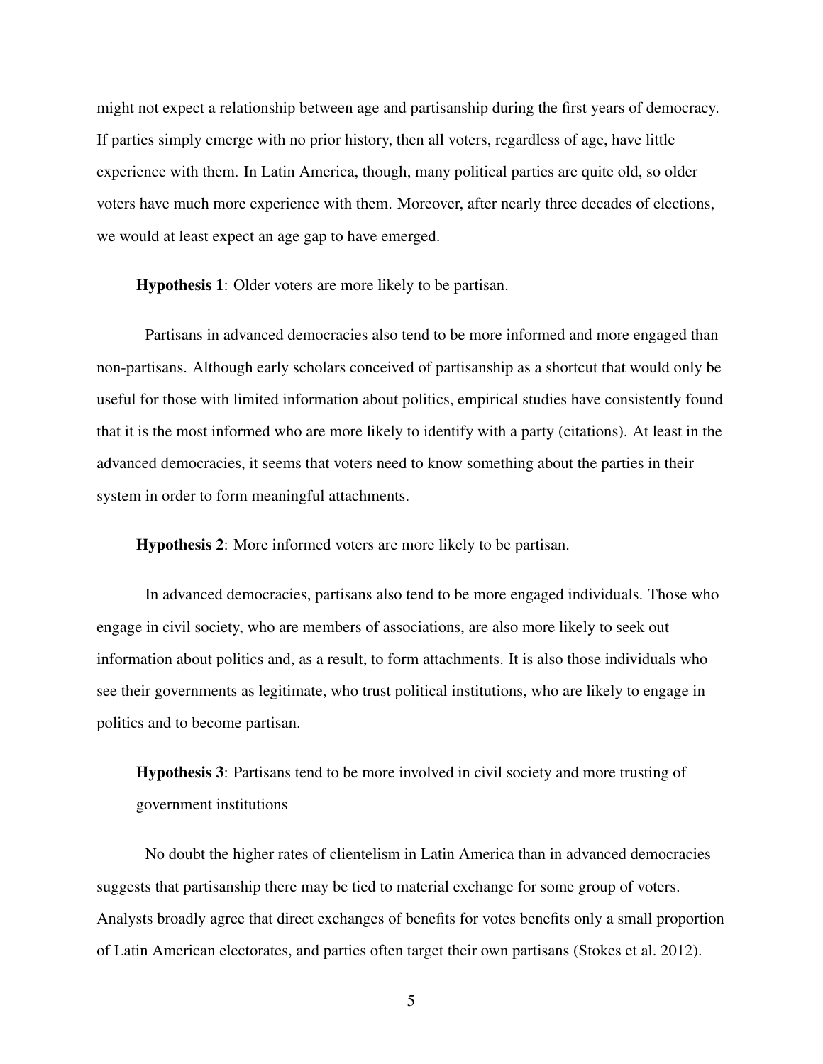might not expect a relationship between age and partisanship during the first years of democracy. If parties simply emerge with no prior history, then all voters, regardless of age, have little experience with them. In Latin America, though, many political parties are quite old, so older voters have much more experience with them. Moreover, after nearly three decades of elections, we would at least expect an age gap to have emerged.

**Hypothesis 1**: Older voters are more likely to be partisan.

Partisans in advanced democracies also tend to be more informed and more engaged than non-partisans. Although early scholars conceived of partisanship as a shortcut that would only be useful for those with limited information about politics, empirical studies have consistently found that it is the most informed who are more likely to identify with a party (citations). At least in the advanced democracies, it seems that voters need to know something about the parties in their system in order to form meaningful attachments.

**Hypothesis 2**: More informed voters are more likely to be partisan.

In advanced democracies, partisans also tend to be more engaged individuals. Those who engage in civil society, who are members of associations, are also more likely to seek out information about politics and, as a result, to form attachments. It is also those individuals who see their governments as legitimate, who trust political institutions, who are likely to engage in politics and to become partisan.

**Hypothesis 3**: Partisans tend to be more involved in civil society and more trusting of government institutions

No doubt the higher rates of clientelism in Latin America than in advanced democracies suggests that partisanship there may be tied to material exchange for some group of voters. Analysts broadly agree that direct exchanges of benefits for votes benefits only a small proportion of Latin American electorates, and parties often target their own partisans (Stokes et al. 2012).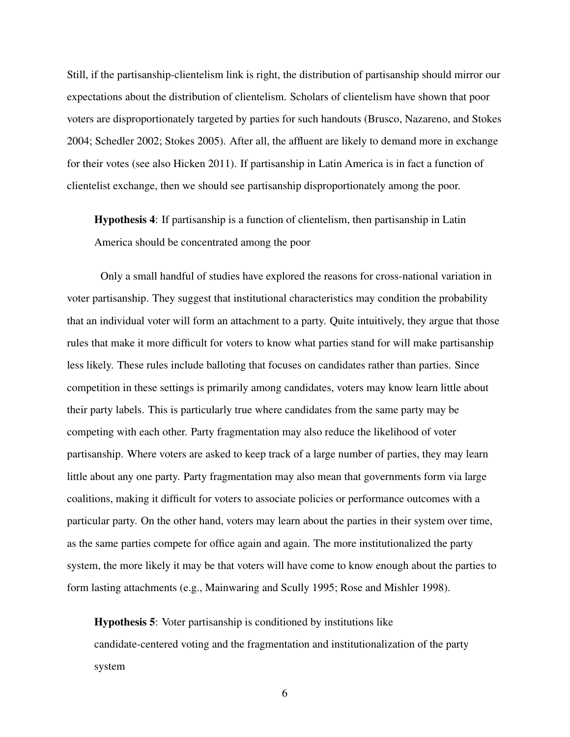Still, if the partisanship-clientelism link is right, the distribution of partisanship should mirror our expectations about the distribution of clientelism. Scholars of clientelism have shown that poor voters are disproportionately targeted by parties for such handouts (Brusco, Nazareno, and Stokes 2004; Schedler 2002; Stokes 2005). After all, the affluent are likely to demand more in exchange for their votes (see also Hicken 2011). If partisanship in Latin America is in fact a function of clientelist exchange, then we should see partisanship disproportionately among the poor.

> **Hypothesis 4**: If partisanship is a function of clientelism, then partisanship in Latin America should be concentrated among the poor

Only a small handful of studies have explored the reasons for cross-national variation in voter partisanship. They suggest that institutional characteristics may condition the probability that an individual voter will form an attachment to a party. Quite intuitively, they argue that those rules that make it more difficult for voters to know what parties stand for will make partisanship less likely. These rules include balloting that focuses on candidates rather than parties. Since competition in these settings is primarily among candidates, voters may know learn little about their party labels. This is particularly true where candidates from the same party may be competing with each other. Party fragmentation may also reduce the likelihood of voter partisanship. Where voters are asked to keep track of a large number of parties, they may learn little about any one party. Party fragmentation may also mean that governments form via large coalitions, making it difficult for voters to associate policies or performance outcomes with a particular party. On the other hand, voters may learn about the parties in their system over time, as the same parties compete for office again and again. The more institutionalized the party system, the more likely it may be that voters will have come to know enough about the parties to form lasting attachments (e.g., Mainwaring and Scully 1995; Rose and Mishler 1998).

> **Hypothesis 5**: Voter partisanship is conditioned by institutions like candidate-centered voting and the fragmentation and institutionalization of the party system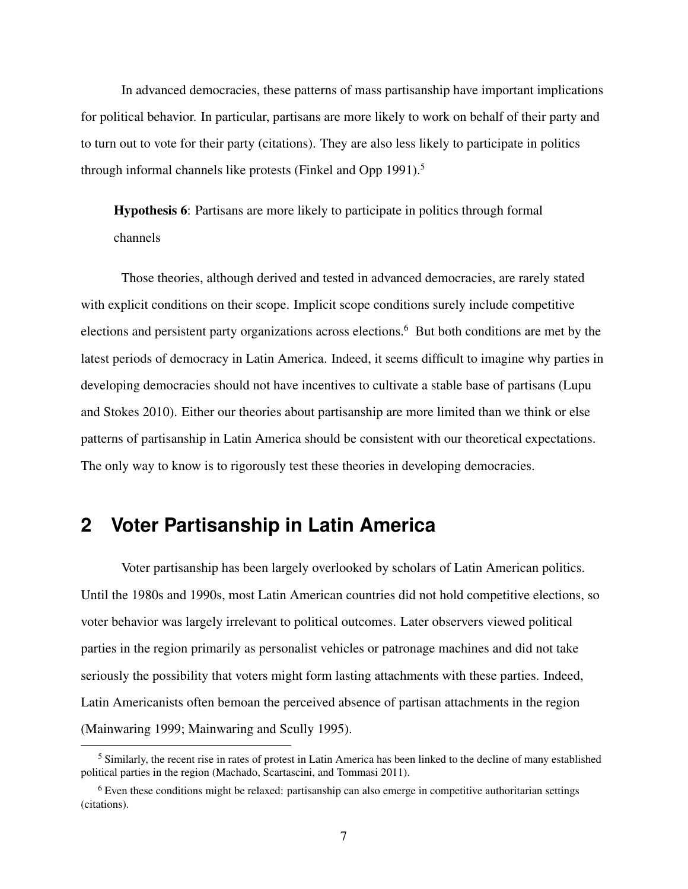In advanced democracies, these patterns of mass partisanship have important implications for political behavior. In particular, partisans are more likely to work on behalf of their party and to turn out to vote for their party (citations). They are also less likely to participate in politics through informal channels like protests (Finkel and Opp 1991).[5]

> **Hypothesis 6**: Partisans are more likely to participate in politics through formal channels

Those theories, although derived and tested in advanced democracies, are rarely stated with explicit conditions on their scope. Implicit scope conditions surely include competitive elections and persistent party organizations across elections.[6] But both conditions are met by the latest periods of democracy in Latin America. Indeed, it seems difficult to imagine why parties in developing democracies should not have incentives to cultivate a stable base of partisans (Lupu and Stokes 2010). Either our theories about partisanship are more limited than we think or else patterns of partisanship in Latin America should be consistent with our theoretical expectations. The only way to know is to rigorously test these theories in developing democracies.

## 2 Voter Partisanship in Latin America

Voter partisanship has been largely overlooked by scholars of Latin American politics. Until the 1980s and 1990s, most Latin American countries did not hold competitive elections, so voter behavior was largely irrelevant to political outcomes. Later observers viewed political parties in the region primarily as personalist vehicles or patronage machines and did not take seriously the possibility that voters might form lasting attachments with these parties. Indeed, Latin Americanists often bemoan the perceived absence of partisan attachments in the region (Mainwaring 1999; Mainwaring and Scully 1995).

---

[5] Similarly, the recent rise in rates of protest in Latin America has been linked to the decline of many established political parties in the region (Machado, Scartascini, and Tommasi 2011).

[6] Even these conditions might be relaxed: partisanship can also emerge in competitive authoritarian settings (citations).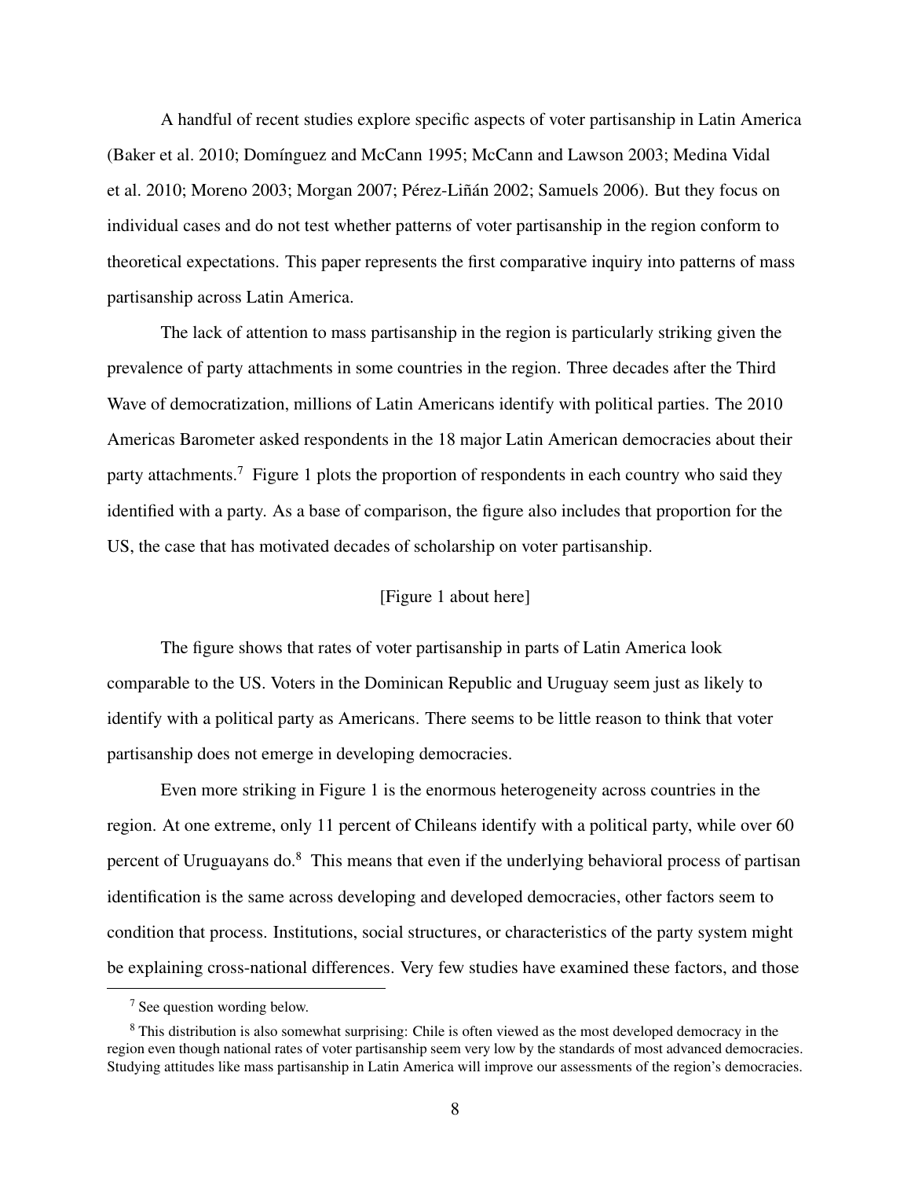A handful of recent studies explore specific aspects of voter partisanship in Latin America (Baker et al. 2010; Domínguez and McCann 1995; McCann and Lawson 2003; Medina Vidal et al. 2010; Moreno 2003; Morgan 2007; Pérez-Liñán 2002; Samuels 2006). But they focus on individual cases and do not test whether patterns of voter partisanship in the region conform to theoretical expectations. This paper represents the first comparative inquiry into patterns of mass partisanship across Latin America.

The lack of attention to mass partisanship in the region is particularly striking given the prevalence of party attachments in some countries in the region. Three decades after the Third Wave of democratization, millions of Latin Americans identify with political parties. The 2010 Americas Barometer asked respondents in the 18 major Latin American democracies about their party attachments.[7] Figure 1 plots the proportion of respondents in each country who said they identified with a party. As a base of comparison, the figure also includes that proportion for the US, the case that has motivated decades of scholarship on voter partisanship.

[Figure 1 about here]

The figure shows that rates of voter partisanship in parts of Latin America look comparable to the US. Voters in the Dominican Republic and Uruguay seem just as likely to identify with a political party as Americans. There seems to be little reason to think that voter partisanship does not emerge in developing democracies.

Even more striking in Figure 1 is the enormous heterogeneity across countries in the region. At one extreme, only 11 percent of Chileans identify with a political party, while over 60 percent of Uruguayans do.[8] This means that even if the underlying behavioral process of partisan identification is the same across developing and developed democracies, other factors seem to condition that process. Institutions, social structures, or characteristics of the party system might be explaining cross-national differences. Very few studies have examined these factors, and those

[7] See question wording below.

[8] This distribution is also somewhat surprising: Chile is often viewed as the most developed democracy in the region even though national rates of voter partisanship seem very low by the standards of most advanced democracies. Studying attitudes like mass partisanship in Latin America will improve our assessments of the region's democracies.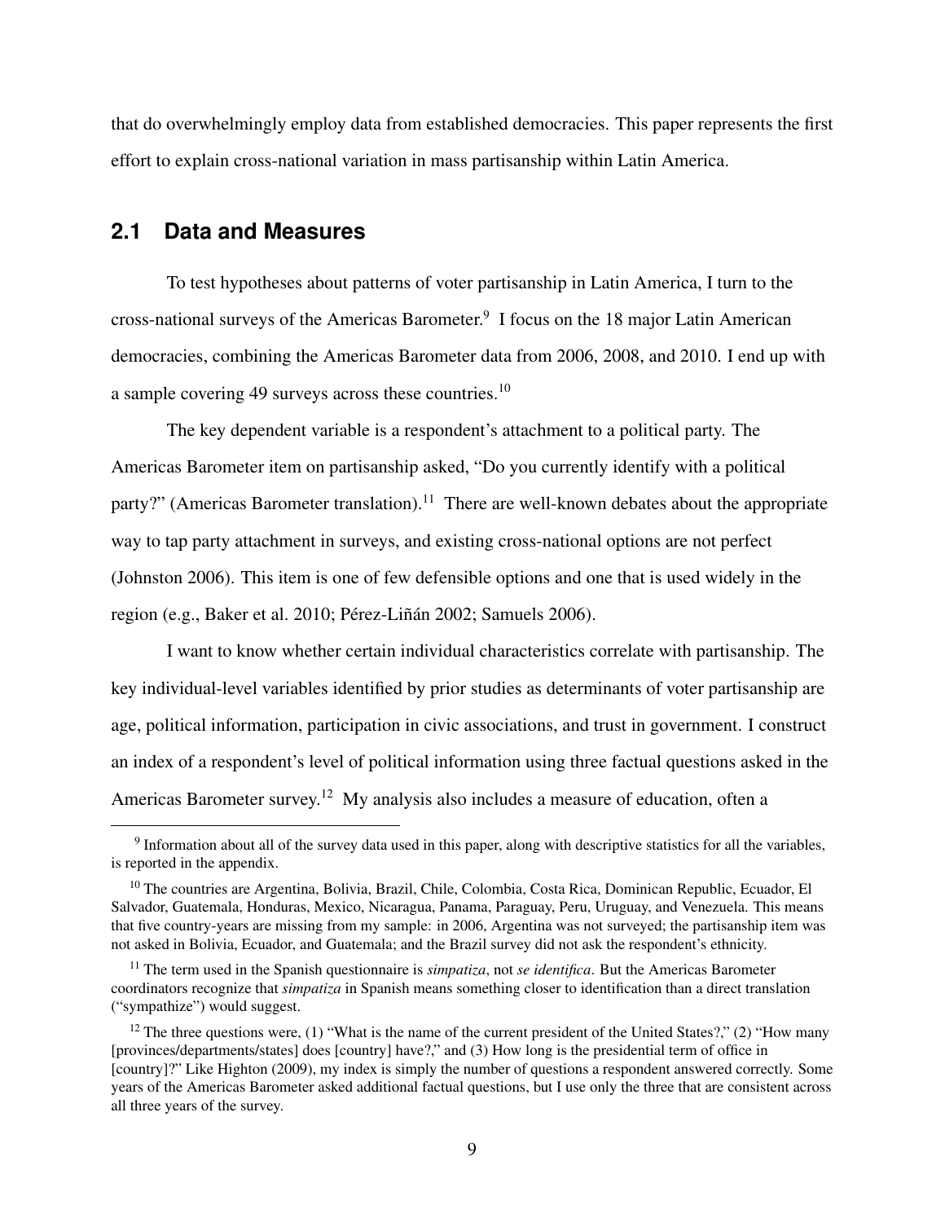that do overwhelmingly employ data from established democracies. This paper represents the first effort to explain cross-national variation in mass partisanship within Latin America.

## 2.1 Data and Measures

To test hypotheses about patterns of voter partisanship in Latin America, I turn to the cross-national surveys of the Americas Barometer.[9] I focus on the 18 major Latin American democracies, combining the Americas Barometer data from 2006, 2008, and 2010. I end up with a sample covering 49 surveys across these countries.[10]

The key dependent variable is a respondent's attachment to a political party. The Americas Barometer item on partisanship asked, "Do you currently identify with a political party?" (Americas Barometer translation).[11] There are well-known debates about the appropriate way to tap party attachment in surveys, and existing cross-national options are not perfect (Johnston 2006). This item is one of few defensible options and one that is used widely in the region (e.g., Baker et al. 2010; Pérez-Liñán 2002; Samuels 2006).

I want to know whether certain individual characteristics correlate with partisanship. The key individual-level variables identified by prior studies as determinants of voter partisanship are age, political information, participation in civic associations, and trust in government. I construct an index of a respondent's level of political information using three factual questions asked in the Americas Barometer survey.[12] My analysis also includes a measure of education, often a

---

[9] Information about all of the survey data used in this paper, along with descriptive statistics for all the variables, is reported in the appendix.

[10] The countries are Argentina, Bolivia, Brazil, Chile, Colombia, Costa Rica, Dominican Republic, Ecuador, El Salvador, Guatemala, Honduras, Mexico, Nicaragua, Panama, Paraguay, Peru, Uruguay, and Venezuela. This means that five country-years are missing from my sample: in 2006, Argentina was not surveyed; the partisanship item was not asked in Bolivia, Ecuador, and Guatemala; and the Brazil survey did not ask the respondent's ethnicity.

[11] The term used in the Spanish questionnaire is *simpatiza*, not *se identifica*. But the Americas Barometer coordinators recognize that *simpatiza* in Spanish means something closer to identification than a direct translation ("sympathize") would suggest.

[12] The three questions were, (1) "What is the name of the current president of the United States?," (2) "How many [provinces/departments/states] does [country] have?," and (3) How long is the presidential term of office in [country]?" Like Highton (2009), my index is simply the number of questions a respondent answered correctly. Some years of the Americas Barometer asked additional factual questions, but I use only the three that are consistent across all three years of the survey.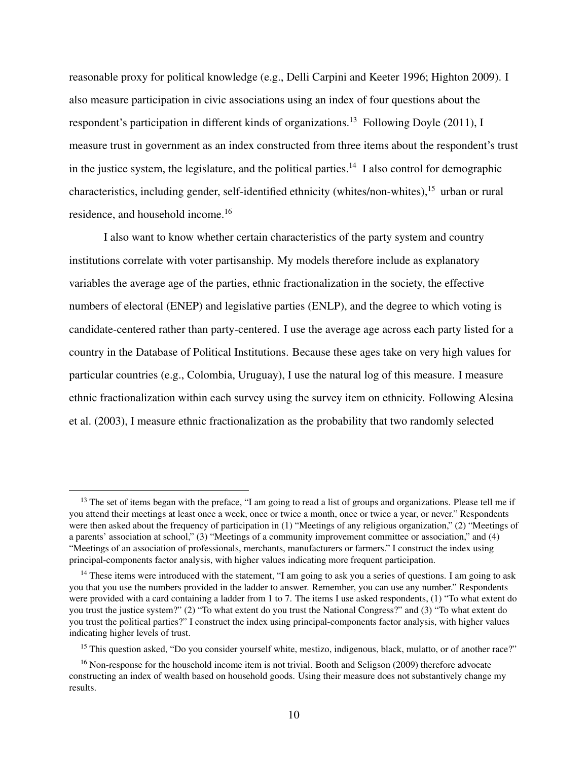reasonable proxy for political knowledge (e.g., Delli Carpini and Keeter 1996; Highton 2009). I also measure participation in civic associations using an index of four questions about the respondent's participation in different kinds of organizations.[13] Following Doyle (2011), I measure trust in government as an index constructed from three items about the respondent's trust in the justice system, the legislature, and the political parties.[14] I also control for demographic characteristics, including gender, self-identified ethnicity (whites/non-whites),[15] urban or rural residence, and household income.[16]

I also want to know whether certain characteristics of the party system and country institutions correlate with voter partisanship. My models therefore include as explanatory variables the average age of the parties, ethnic fractionalization in the society, the effective numbers of electoral (ENEP) and legislative parties (ENLP), and the degree to which voting is candidate-centered rather than party-centered. I use the average age across each party listed for a country in the Database of Political Institutions. Because these ages take on very high values for particular countries (e.g., Colombia, Uruguay), I use the natural log of this measure. I measure ethnic fractionalization within each survey using the survey item on ethnicity. Following Alesina et al. (2003), I measure ethnic fractionalization as the probability that two randomly selected

[13] The set of items began with the preface, "I am going to read a list of groups and organizations. Please tell me if you attend their meetings at least once a week, once or twice a month, once or twice a year, or never." Respondents were then asked about the frequency of participation in (1) "Meetings of any religious organization," (2) "Meetings of a parents' association at school," (3) "Meetings of a community improvement committee or association," and (4) "Meetings of an association of professionals, merchants, manufacturers or farmers." I construct the index using principal-components factor analysis, with higher values indicating more frequent participation.

[14] These items were introduced with the statement, "I am going to ask you a series of questions. I am going to ask you that you use the numbers provided in the ladder to answer. Remember, you can use any number." Respondents were provided with a card containing a ladder from 1 to 7. The items I use asked respondents, (1) "To what extent do you trust the justice system?" (2) "To what extent do you trust the National Congress?" and (3) "To what extent do you trust the political parties?" I construct the index using principal-components factor analysis, with higher values indicating higher levels of trust.

[15] This question asked, "Do you consider yourself white, mestizo, indigenous, black, mulatto, or of another race?"

[16] Non-response for the household income item is not trivial. Booth and Seligson (2009) therefore advocate constructing an index of wealth based on household goods. Using their measure does not substantively change my results.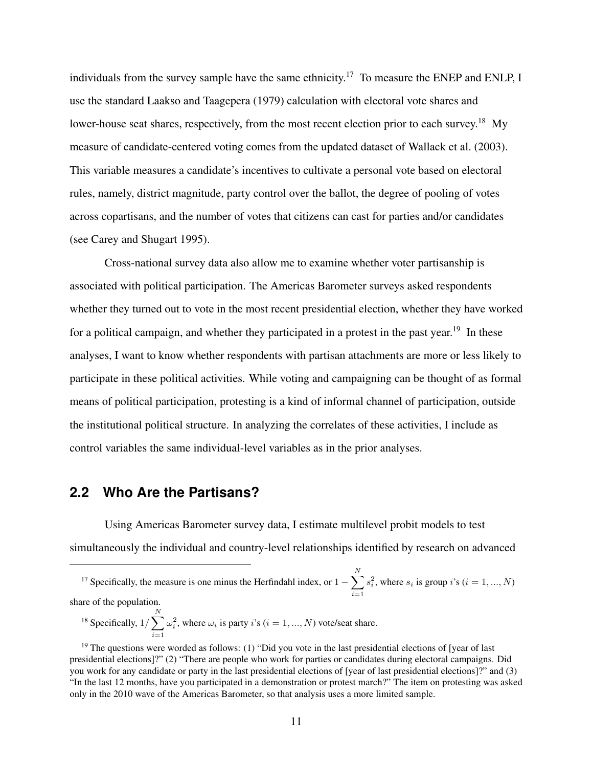individuals from the survey sample have the same ethnicity.[17] To measure the ENEP and ENLP, I use the standard Laakso and Taagepera (1979) calculation with electoral vote shares and lower-house seat shares, respectively, from the most recent election prior to each survey.[18] My measure of candidate-centered voting comes from the updated dataset of Wallack et al. (2003). This variable measures a candidate's incentives to cultivate a personal vote based on electoral rules, namely, district magnitude, party control over the ballot, the degree of pooling of votes across copartisans, and the number of votes that citizens can cast for parties and/or candidates (see Carey and Shugart 1995).

Cross-national survey data also allow me to examine whether voter partisanship is associated with political participation. The Americas Barometer surveys asked respondents whether they turned out to vote in the most recent presidential election, whether they have worked for a political campaign, and whether they participated in a protest in the past year.[19] In these analyses, I want to know whether respondents with partisan attachments are more or less likely to participate in these political activities. While voting and campaigning can be thought of as formal means of political participation, protesting is a kind of informal channel of participation, outside the institutional political structure. In analyzing the correlates of these activities, I include as control variables the same individual-level variables as in the prior analyses.

## 2.2 Who Are the Partisans?

Using Americas Barometer survey data, I estimate multilevel probit models to test simultaneously the individual and country-level relationships identified by research on advanced

---

[17] Specifically, the measure is one minus the Herfindahl index, or $1 - \sum_{i=1}^{N} s_i^2$, where $s_i$ is group $i$'s ($i = 1, ..., N$) share of the population.

[18] Specifically, $1/\sum_{i=1}^{N} \omega_i^2$, where $\omega_i$ is party $i$'s ($i = 1, ..., N$) vote/seat share.

[19] The questions were worded as follows: (1) "Did you vote in the last presidential elections of [year of last presidential elections]?" (2) "There are people who work for parties or candidates during electoral campaigns. Did you work for any candidate or party in the last presidential elections of [year of last presidential elections]?" and (3) "In the last 12 months, have you participated in a demonstration or protest march?" The item on protesting was asked only in the 2010 wave of the Americas Barometer, so that analysis uses a more limited sample.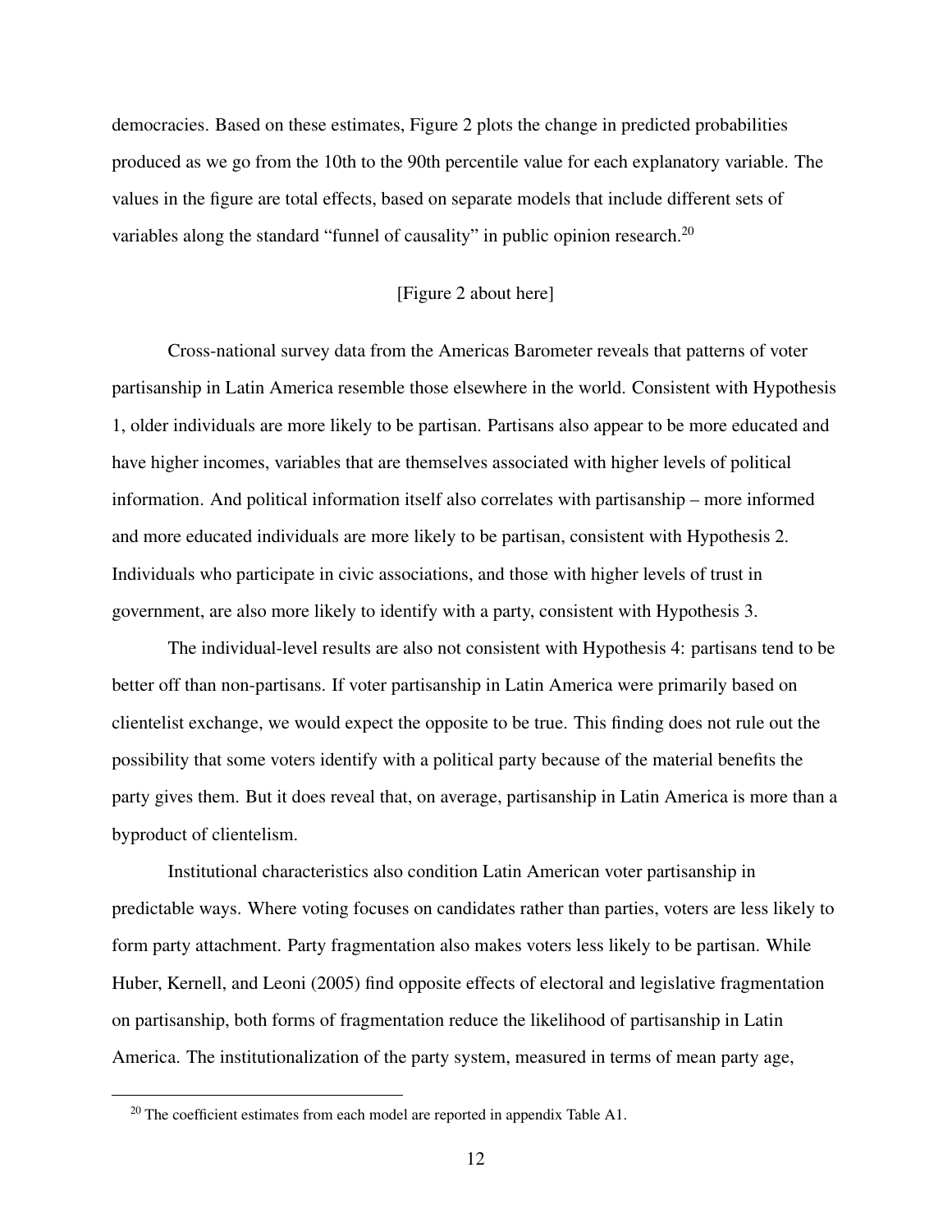democracies. Based on these estimates, Figure 2 plots the change in predicted probabilities produced as we go from the 10th to the 90th percentile value for each explanatory variable. The values in the figure are total effects, based on separate models that include different sets of variables along the standard "funnel of causality" in public opinion research.[20]

[Figure 2 about here]

Cross-national survey data from the Americas Barometer reveals that patterns of voter partisanship in Latin America resemble those elsewhere in the world. Consistent with Hypothesis 1, older individuals are more likely to be partisan. Partisans also appear to be more educated and have higher incomes, variables that are themselves associated with higher levels of political information. And political information itself also correlates with partisanship – more informed and more educated individuals are more likely to be partisan, consistent with Hypothesis 2. Individuals who participate in civic associations, and those with higher levels of trust in government, are also more likely to identify with a party, consistent with Hypothesis 3.

The individual-level results are also not consistent with Hypothesis 4: partisans tend to be better off than non-partisans. If voter partisanship in Latin America were primarily based on clientelist exchange, we would expect the opposite to be true. This finding does not rule out the possibility that some voters identify with a political party because of the material benefits the party gives them. But it does reveal that, on average, partisanship in Latin America is more than a byproduct of clientelism.

Institutional characteristics also condition Latin American voter partisanship in predictable ways. Where voting focuses on candidates rather than parties, voters are less likely to form party attachment. Party fragmentation also makes voters less likely to be partisan. While Huber, Kernell, and Leoni (2005) find opposite effects of electoral and legislative fragmentation on partisanship, both forms of fragmentation reduce the likelihood of partisanship in Latin America. The institutionalization of the party system, measured in terms of mean party age,

[20] The coefficient estimates from each model are reported in appendix Table A1.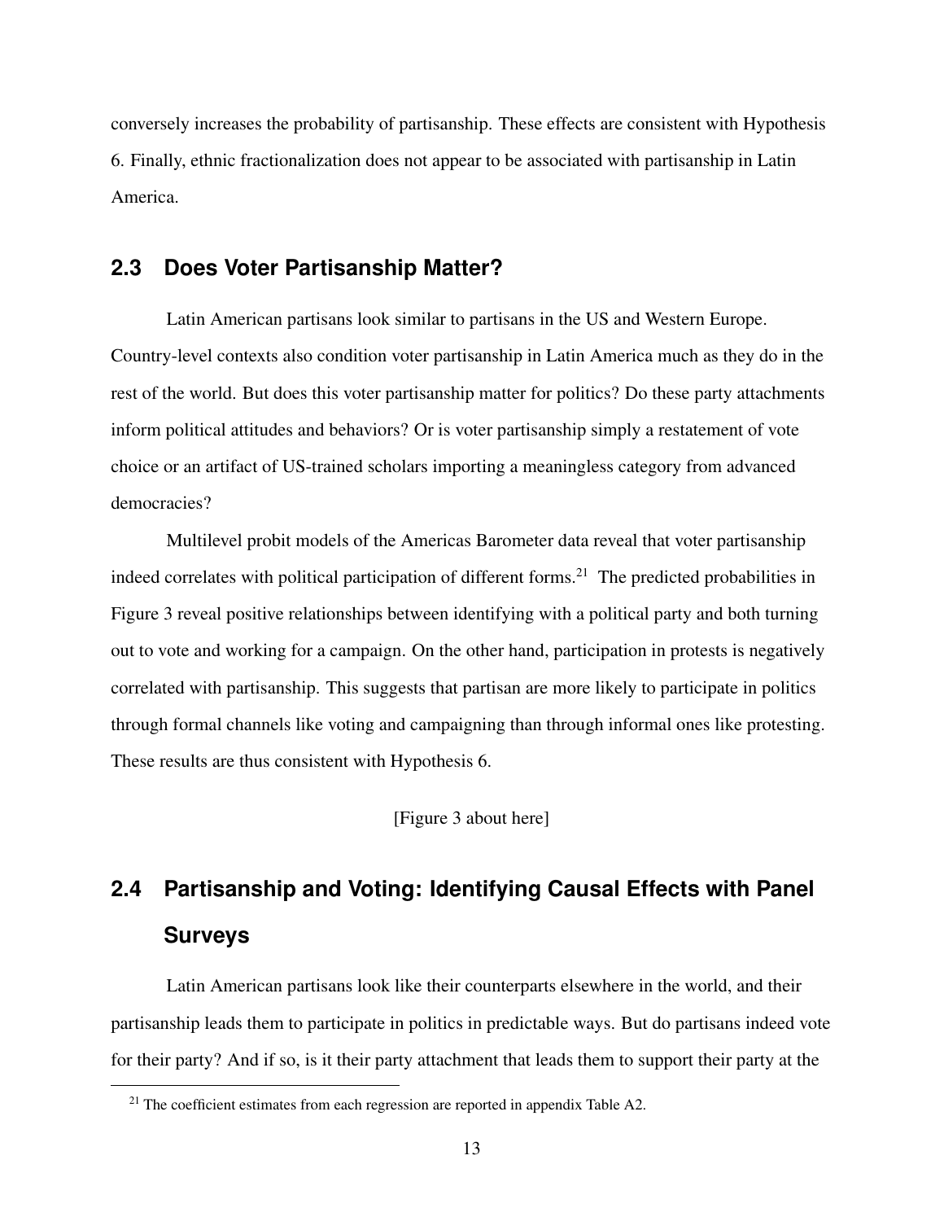conversely increases the probability of partisanship. These effects are consistent with Hypothesis 6. Finally, ethnic fractionalization does not appear to be associated with partisanship in Latin America.

## 2.3 Does Voter Partisanship Matter?

Latin American partisans look similar to partisans in the US and Western Europe. Country-level contexts also condition voter partisanship in Latin America much as they do in the rest of the world. But does this voter partisanship matter for politics? Do these party attachments inform political attitudes and behaviors? Or is voter partisanship simply a restatement of vote choice or an artifact of US-trained scholars importing a meaningless category from advanced democracies?

Multilevel probit models of the Americas Barometer data reveal that voter partisanship indeed correlates with political participation of different forms.[21] The predicted probabilities in Figure 3 reveal positive relationships between identifying with a political party and both turning out to vote and working for a campaign. On the other hand, participation in protests is negatively correlated with partisanship. This suggests that partisan are more likely to participate in politics through formal channels like voting and campaigning than through informal ones like protesting. These results are thus consistent with Hypothesis 6.

[Figure 3 about here]

## 2.4 Partisanship and Voting: Identifying Causal Effects with Panel Surveys

Latin American partisans look like their counterparts elsewhere in the world, and their partisanship leads them to participate in politics in predictable ways. But do partisans indeed vote for their party? And if so, is it their party attachment that leads them to support their party at the

[21] The coefficient estimates from each regression are reported in appendix Table A2.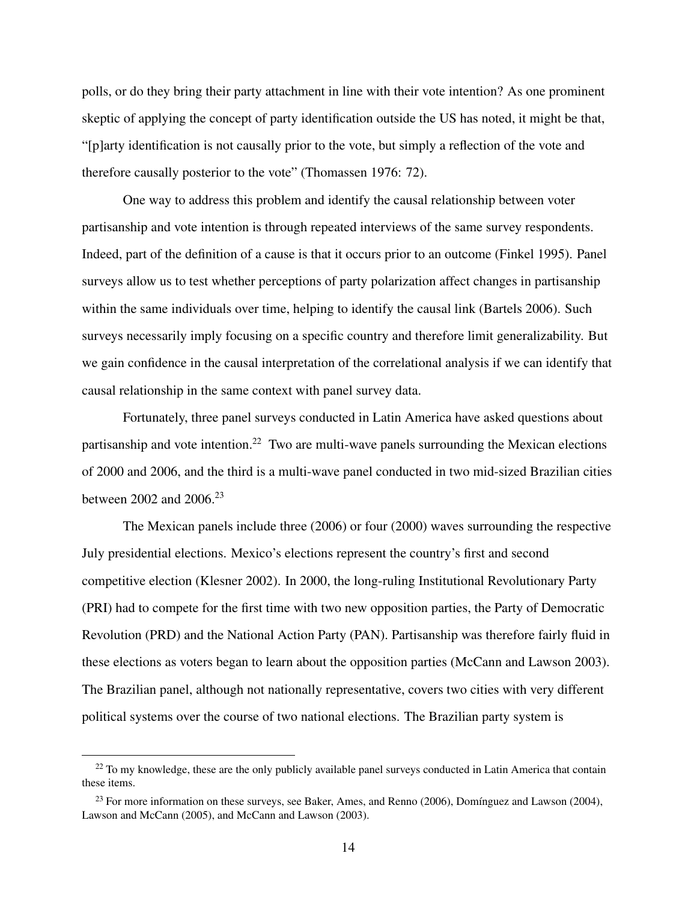polls, or do they bring their party attachment in line with their vote intention? As one prominent skeptic of applying the concept of party identification outside the US has noted, it might be that, "[p]arty identification is not causally prior to the vote, but simply a reflection of the vote and therefore causally posterior to the vote" (Thomassen 1976: 72).

One way to address this problem and identify the causal relationship between voter partisanship and vote intention is through repeated interviews of the same survey respondents. Indeed, part of the definition of a cause is that it occurs prior to an outcome (Finkel 1995). Panel surveys allow us to test whether perceptions of party polarization affect changes in partisanship within the same individuals over time, helping to identify the causal link (Bartels 2006). Such surveys necessarily imply focusing on a specific country and therefore limit generalizability. But we gain confidence in the causal interpretation of the correlational analysis if we can identify that causal relationship in the same context with panel survey data.

Fortunately, three panel surveys conducted in Latin America have asked questions about partisanship and vote intention.[22] Two are multi-wave panels surrounding the Mexican elections of 2000 and 2006, and the third is a multi-wave panel conducted in two mid-sized Brazilian cities between 2002 and 2006.[23]

The Mexican panels include three (2006) or four (2000) waves surrounding the respective July presidential elections. Mexico's elections represent the country's first and second competitive election (Klesner 2002). In 2000, the long-ruling Institutional Revolutionary Party (PRI) had to compete for the first time with two new opposition parties, the Party of Democratic Revolution (PRD) and the National Action Party (PAN). Partisanship was therefore fairly fluid in these elections as voters began to learn about the opposition parties (McCann and Lawson 2003). The Brazilian panel, although not nationally representative, covers two cities with very different political systems over the course of two national elections. The Brazilian party system is

---

[22] To my knowledge, these are the only publicly available panel surveys conducted in Latin America that contain these items.

[23] For more information on these surveys, see Baker, Ames, and Renno (2006), Domínguez and Lawson (2004), Lawson and McCann (2005), and McCann and Lawson (2003).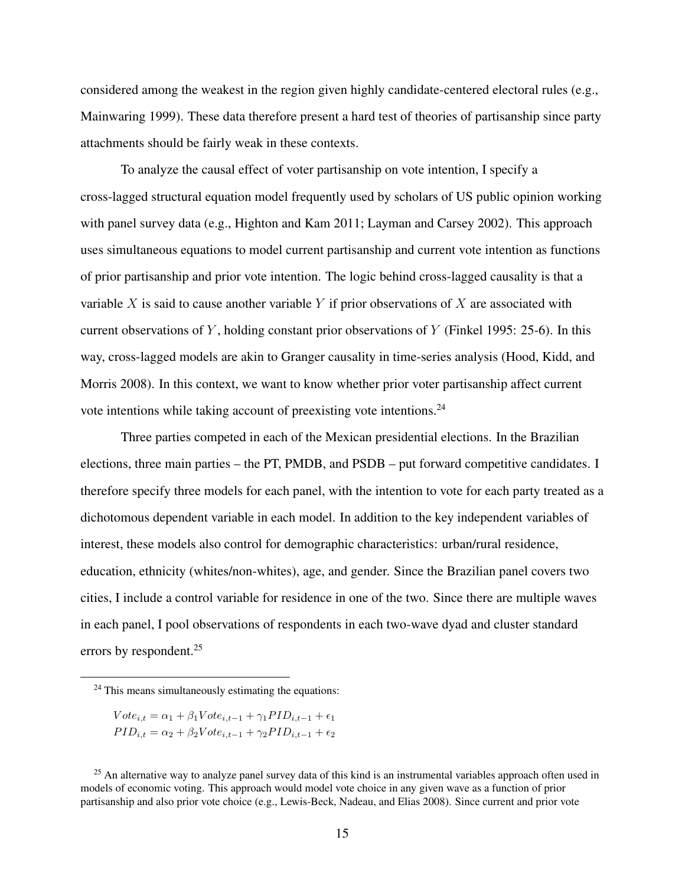considered among the weakest in the region given highly candidate-centered electoral rules (e.g., Mainwaring 1999). These data therefore present a hard test of theories of partisanship since party attachments should be fairly weak in these contexts.

To analyze the causal effect of voter partisanship on vote intention, I specify a cross-lagged structural equation model frequently used by scholars of US public opinion working with panel survey data (e.g., Highton and Kam 2011; Layman and Carsey 2002). This approach uses simultaneous equations to model current partisanship and current vote intention as functions of prior partisanship and prior vote intention. The logic behind cross-lagged causality is that a variable $X$ is said to cause another variable $Y$ if prior observations of $X$ are associated with current observations of $Y$, holding constant prior observations of $Y$ (Finkel 1995: 25-6). In this way, cross-lagged models are akin to Granger causality in time-series analysis (Hood, Kidd, and Morris 2008). In this context, we want to know whether prior voter partisanship affect current vote intentions while taking account of preexisting vote intentions.[24]

Three parties competed in each of the Mexican presidential elections. In the Brazilian elections, three main parties – the PT, PMDB, and PSDB – put forward competitive candidates. I therefore specify three models for each panel, with the intention to vote for each party treated as a dichotomous dependent variable in each model. In addition to the key independent variables of interest, these models also control for demographic characteristics: urban/rural residence, education, ethnicity (whites/non-whites), age, and gender. Since the Brazilian panel covers two cities, I include a control variable for residence in one of the two. Since there are multiple waves in each panel, I pool observations of respondents in each two-wave dyad and cluster standard errors by respondent.[25]

---

[24] This means simultaneously estimating the equations:

$$Vote_{i,t} = \alpha_1 + \beta_1 Vote_{i,t-1} + \gamma_1 PID_{i,t-1} + \epsilon_1$$
$$PID_{i,t} = \alpha_2 + \beta_2 Vote_{i,t-1} + \gamma_2 PID_{i,t-1} + \epsilon_2$$

[25] An alternative way to analyze panel survey data of this kind is an instrumental variables approach often used in models of economic voting. This approach would model vote choice in any given wave as a function of prior partisanship and also prior vote choice (e.g., Lewis-Beck, Nadeau, and Elias 2008). Since current and prior vote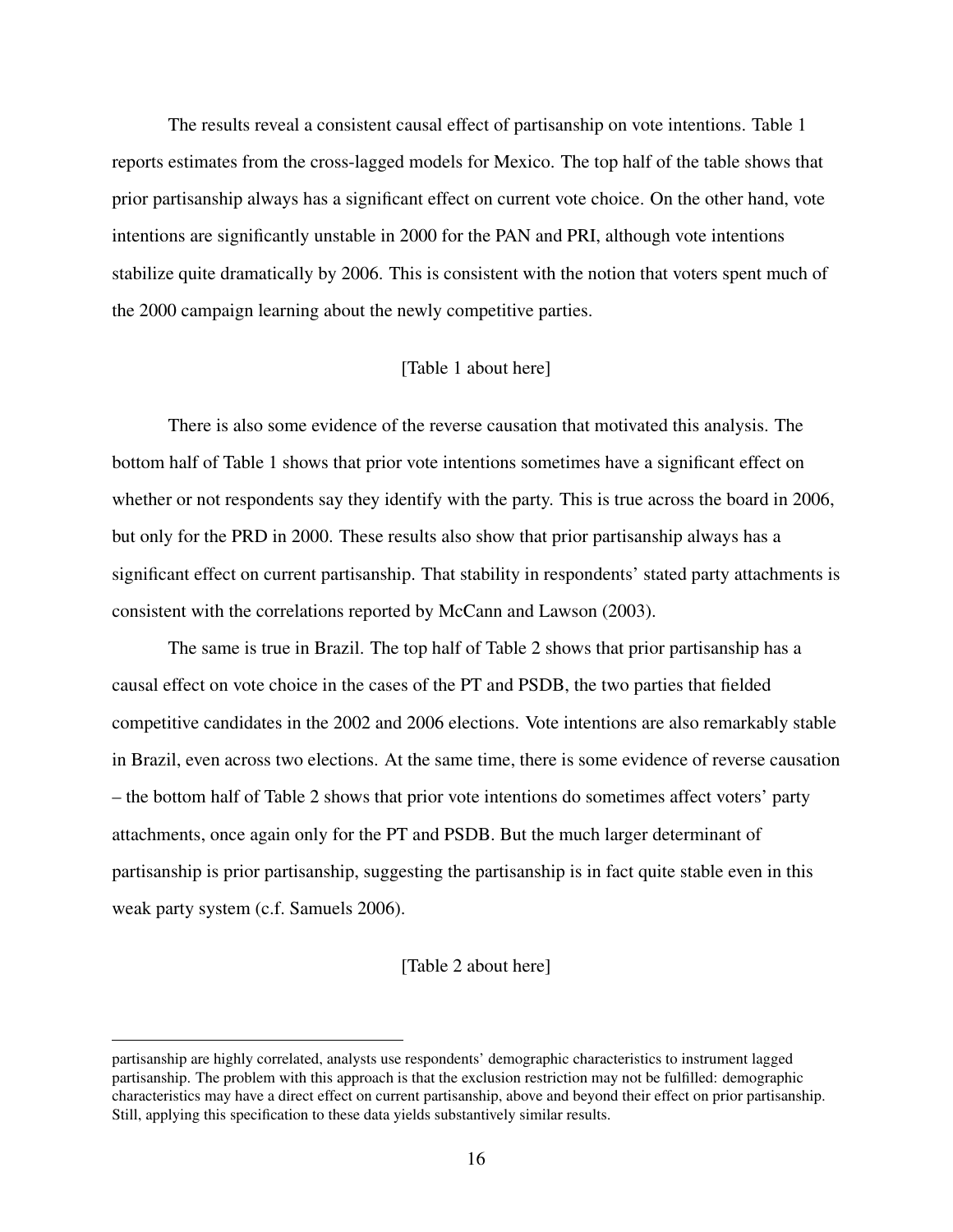The results reveal a consistent causal effect of partisanship on vote intentions. Table 1 reports estimates from the cross-lagged models for Mexico. The top half of the table shows that prior partisanship always has a significant effect on current vote choice. On the other hand, vote intentions are significantly unstable in 2000 for the PAN and PRI, although vote intentions stabilize quite dramatically by 2006. This is consistent with the notion that voters spent much of the 2000 campaign learning about the newly competitive parties.

[Table 1 about here]

There is also some evidence of the reverse causation that motivated this analysis. The bottom half of Table 1 shows that prior vote intentions sometimes have a significant effect on whether or not respondents say they identify with the party. This is true across the board in 2006, but only for the PRD in 2000. These results also show that prior partisanship always has a significant effect on current partisanship. That stability in respondents' stated party attachments is consistent with the correlations reported by McCann and Lawson (2003).

The same is true in Brazil. The top half of Table 2 shows that prior partisanship has a causal effect on vote choice in the cases of the PT and PSDB, the two parties that fielded competitive candidates in the 2002 and 2006 elections. Vote intentions are also remarkably stable in Brazil, even across two elections. At the same time, there is some evidence of reverse causation – the bottom half of Table 2 shows that prior vote intentions do sometimes affect voters' party attachments, once again only for the PT and PSDB. But the much larger determinant of partisanship is prior partisanship, suggesting the partisanship is in fact quite stable even in this weak party system (c.f. Samuels 2006).

[Table 2 about here]

partisanship are highly correlated, analysts use respondents' demographic characteristics to instrument lagged partisanship. The problem with this approach is that the exclusion restriction may not be fulfilled: demographic characteristics may have a direct effect on current partisanship, above and beyond their effect on prior partisanship. Still, applying this specification to these data yields substantively similar results.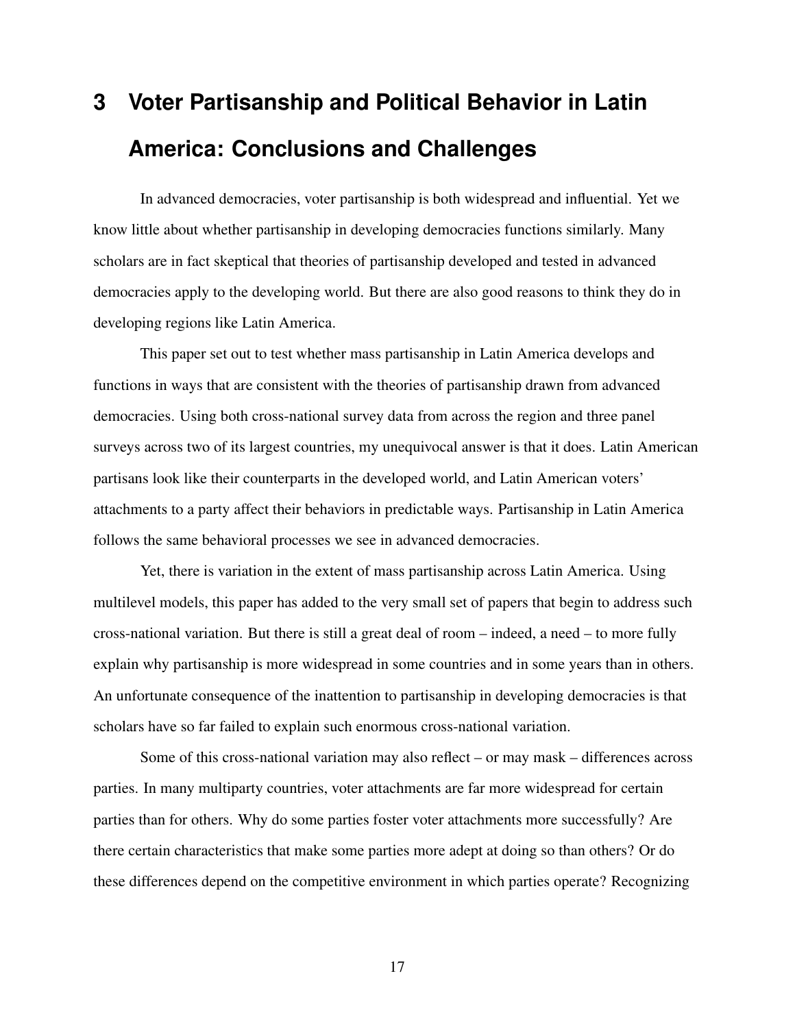# 3 Voter Partisanship and Political Behavior in Latin America: Conclusions and Challenges

In advanced democracies, voter partisanship is both widespread and influential. Yet we know little about whether partisanship in developing democracies functions similarly. Many scholars are in fact skeptical that theories of partisanship developed and tested in advanced democracies apply to the developing world. But there are also good reasons to think they do in developing regions like Latin America.

This paper set out to test whether mass partisanship in Latin America develops and functions in ways that are consistent with the theories of partisanship drawn from advanced democracies. Using both cross-national survey data from across the region and three panel surveys across two of its largest countries, my unequivocal answer is that it does. Latin American partisans look like their counterparts in the developed world, and Latin American voters' attachments to a party affect their behaviors in predictable ways. Partisanship in Latin America follows the same behavioral processes we see in advanced democracies.

Yet, there is variation in the extent of mass partisanship across Latin America. Using multilevel models, this paper has added to the very small set of papers that begin to address such cross-national variation. But there is still a great deal of room – indeed, a need – to more fully explain why partisanship is more widespread in some countries and in some years than in others. An unfortunate consequence of the inattention to partisanship in developing democracies is that scholars have so far failed to explain such enormous cross-national variation.

Some of this cross-national variation may also reflect – or may mask – differences across parties. In many multiparty countries, voter attachments are far more widespread for certain parties than for others. Why do some parties foster voter attachments more successfully? Are there certain characteristics that make some parties more adept at doing so than others? Or do these differences depend on the competitive environment in which parties operate? Recognizing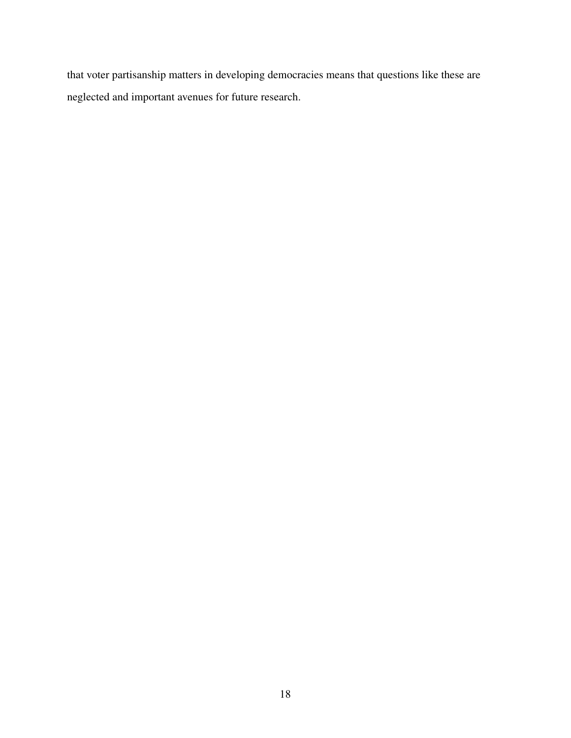that voter partisanship matters in developing democracies means that questions like these are neglected and important avenues for future research.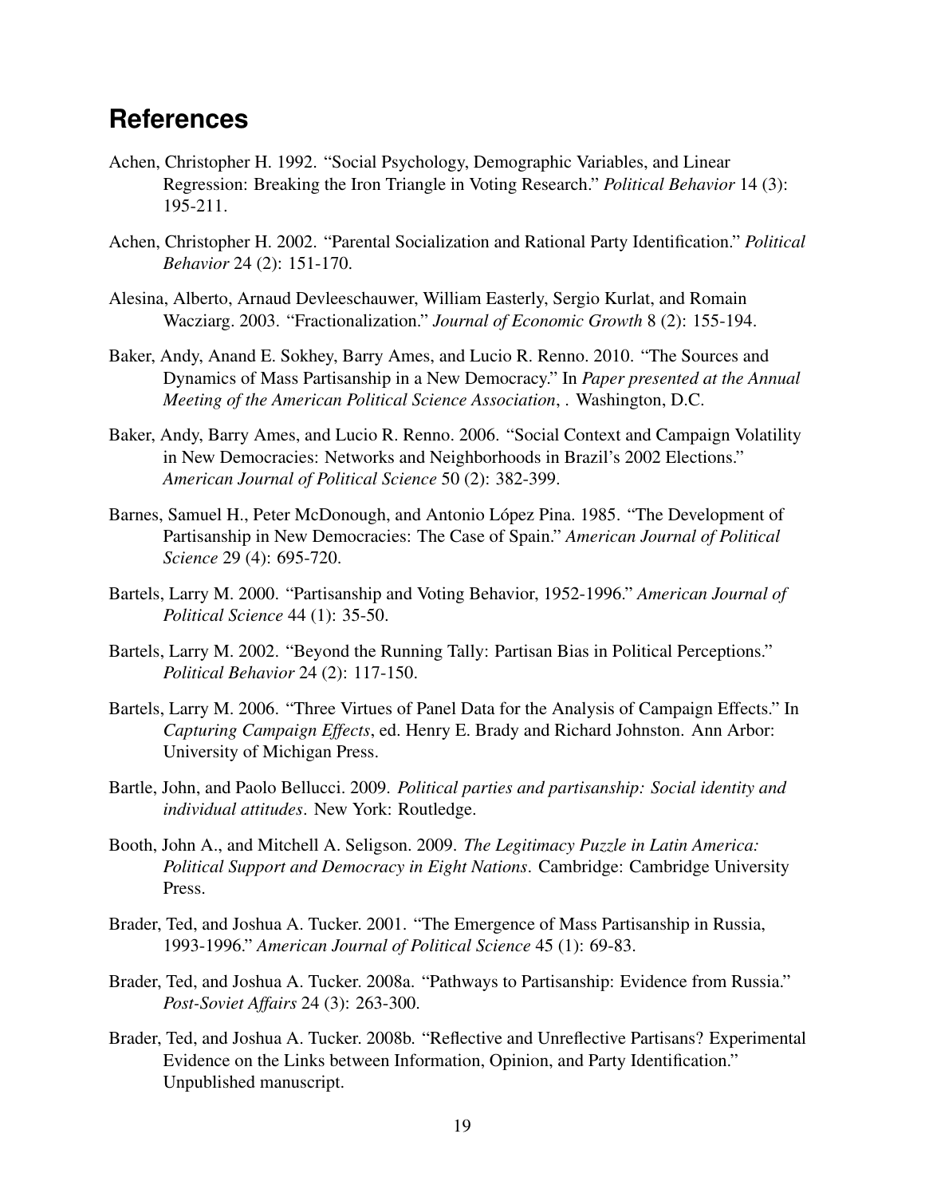## References

Achen, Christopher H. 1992. "Social Psychology, Demographic Variables, and Linear Regression: Breaking the Iron Triangle in Voting Research." *Political Behavior* 14 (3): 195-211.

Achen, Christopher H. 2002. "Parental Socialization and Rational Party Identification." *Political Behavior* 24 (2): 151-170.

Alesina, Alberto, Arnaud Devleeschauwer, William Easterly, Sergio Kurlat, and Romain Wacziarg. 2003. "Fractionalization." *Journal of Economic Growth* 8 (2): 155-194.

Baker, Andy, Anand E. Sokhey, Barry Ames, and Lucio R. Renno. 2010. "The Sources and Dynamics of Mass Partisanship in a New Democracy." In *Paper presented at the Annual Meeting of the American Political Science Association*, . Washington, D.C.

Baker, Andy, Barry Ames, and Lucio R. Renno. 2006. "Social Context and Campaign Volatility in New Democracies: Networks and Neighborhoods in Brazil's 2002 Elections." *American Journal of Political Science* 50 (2): 382-399.

Barnes, Samuel H., Peter McDonough, and Antonio López Pina. 1985. "The Development of Partisanship in New Democracies: The Case of Spain." *American Journal of Political Science* 29 (4): 695-720.

Bartels, Larry M. 2000. "Partisanship and Voting Behavior, 1952-1996." *American Journal of Political Science* 44 (1): 35-50.

Bartels, Larry M. 2002. "Beyond the Running Tally: Partisan Bias in Political Perceptions." *Political Behavior* 24 (2): 117-150.

Bartels, Larry M. 2006. "Three Virtues of Panel Data for the Analysis of Campaign Effects." In *Capturing Campaign Effects*, ed. Henry E. Brady and Richard Johnston. Ann Arbor: University of Michigan Press.

Bartle, John, and Paolo Bellucci. 2009. *Political parties and partisanship: Social identity and individual attitudes*. New York: Routledge.

Booth, John A., and Mitchell A. Seligson. 2009. *The Legitimacy Puzzle in Latin America: Political Support and Democracy in Eight Nations*. Cambridge: Cambridge University Press.

Brader, Ted, and Joshua A. Tucker. 2001. "The Emergence of Mass Partisanship in Russia, 1993-1996." *American Journal of Political Science* 45 (1): 69-83.

Brader, Ted, and Joshua A. Tucker. 2008a. "Pathways to Partisanship: Evidence from Russia." *Post-Soviet Affairs* 24 (3): 263-300.

Brader, Ted, and Joshua A. Tucker. 2008b. "Reflective and Unreflective Partisans? Experimental Evidence on the Links between Information, Opinion, and Party Identification." Unpublished manuscript.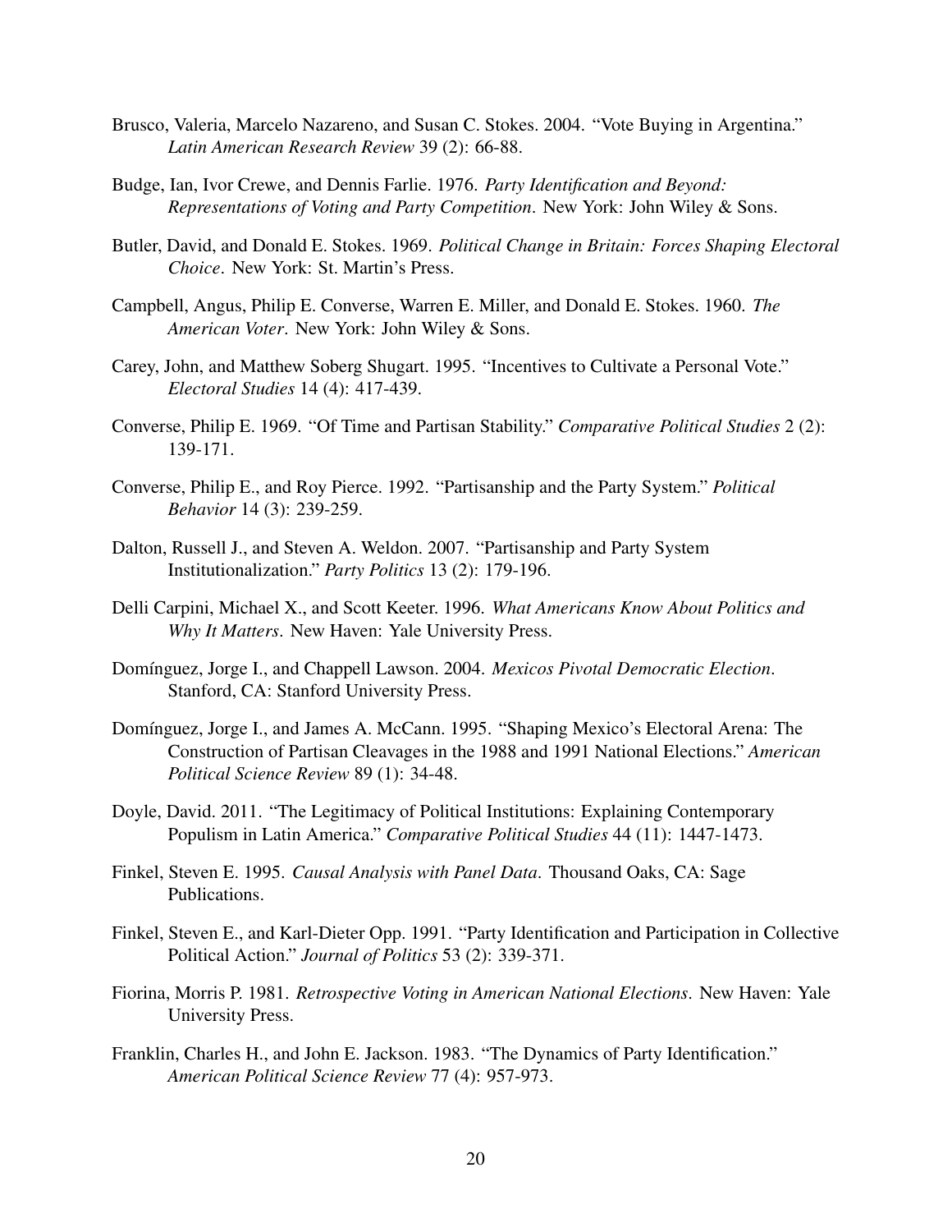Brusco, Valeria, Marcelo Nazareno, and Susan C. Stokes. 2004. "Vote Buying in Argentina." *Latin American Research Review* 39 (2): 66-88.

Budge, Ian, Ivor Crewe, and Dennis Farlie. 1976. *Party Identification and Beyond: Representations of Voting and Party Competition*. New York: John Wiley & Sons.

Butler, David, and Donald E. Stokes. 1969. *Political Change in Britain: Forces Shaping Electoral Choice*. New York: St. Martin's Press.

Campbell, Angus, Philip E. Converse, Warren E. Miller, and Donald E. Stokes. 1960. *The American Voter*. New York: John Wiley & Sons.

Carey, John, and Matthew Soberg Shugart. 1995. "Incentives to Cultivate a Personal Vote." *Electoral Studies* 14 (4): 417-439.

Converse, Philip E. 1969. "Of Time and Partisan Stability." *Comparative Political Studies* 2 (2): 139-171.

Converse, Philip E., and Roy Pierce. 1992. "Partisanship and the Party System." *Political Behavior* 14 (3): 239-259.

Dalton, Russell J., and Steven A. Weldon. 2007. "Partisanship and Party System Institutionalization." *Party Politics* 13 (2): 179-196.

Delli Carpini, Michael X., and Scott Keeter. 1996. *What Americans Know About Politics and Why It Matters*. New Haven: Yale University Press.

Domínguez, Jorge I., and Chappell Lawson. 2004. *Mexicos Pivotal Democratic Election*. Stanford, CA: Stanford University Press.

Domínguez, Jorge I., and James A. McCann. 1995. "Shaping Mexico's Electoral Arena: The Construction of Partisan Cleavages in the 1988 and 1991 National Elections." *American Political Science Review* 89 (1): 34-48.

Doyle, David. 2011. "The Legitimacy of Political Institutions: Explaining Contemporary Populism in Latin America." *Comparative Political Studies* 44 (11): 1447-1473.

Finkel, Steven E. 1995. *Causal Analysis with Panel Data*. Thousand Oaks, CA: Sage Publications.

Finkel, Steven E., and Karl-Dieter Opp. 1991. "Party Identification and Participation in Collective Political Action." *Journal of Politics* 53 (2): 339-371.

Fiorina, Morris P. 1981. *Retrospective Voting in American National Elections*. New Haven: Yale University Press.

Franklin, Charles H., and John E. Jackson. 1983. "The Dynamics of Party Identification." *American Political Science Review* 77 (4): 957-973.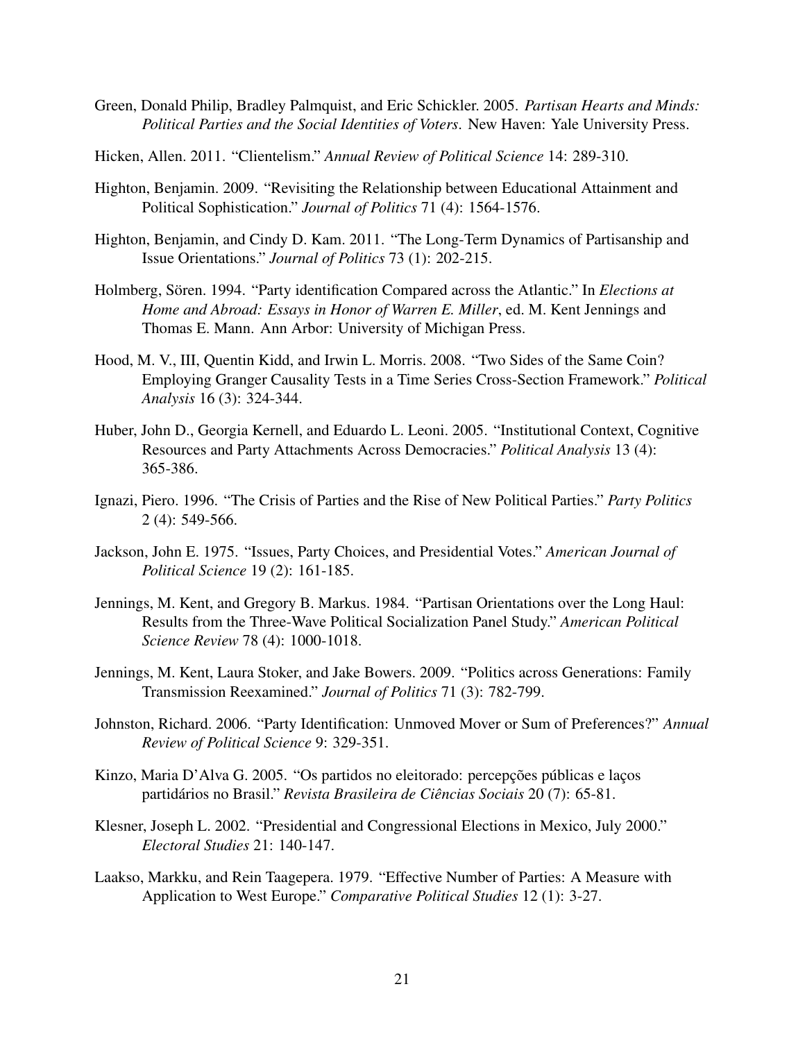Green, Donald Philip, Bradley Palmquist, and Eric Schickler. 2005. *Partisan Hearts and Minds: Political Parties and the Social Identities of Voters*. New Haven: Yale University Press.

Hicken, Allen. 2011. "Clientelism." *Annual Review of Political Science* 14: 289-310.

Highton, Benjamin. 2009. "Revisiting the Relationship between Educational Attainment and Political Sophistication." *Journal of Politics* 71 (4): 1564-1576.

Highton, Benjamin, and Cindy D. Kam. 2011. "The Long-Term Dynamics of Partisanship and Issue Orientations." *Journal of Politics* 73 (1): 202-215.

Holmberg, Sören. 1994. "Party identification Compared across the Atlantic." In *Elections at Home and Abroad: Essays in Honor of Warren E. Miller*, ed. M. Kent Jennings and Thomas E. Mann. Ann Arbor: University of Michigan Press.

Hood, M. V., III, Quentin Kidd, and Irwin L. Morris. 2008. "Two Sides of the Same Coin? Employing Granger Causality Tests in a Time Series Cross-Section Framework." *Political Analysis* 16 (3): 324-344.

Huber, John D., Georgia Kernell, and Eduardo L. Leoni. 2005. "Institutional Context, Cognitive Resources and Party Attachments Across Democracies." *Political Analysis* 13 (4): 365-386.

Ignazi, Piero. 1996. "The Crisis of Parties and the Rise of New Political Parties." *Party Politics* 2 (4): 549-566.

Jackson, John E. 1975. "Issues, Party Choices, and Presidential Votes." *American Journal of Political Science* 19 (2): 161-185.

Jennings, M. Kent, and Gregory B. Markus. 1984. "Partisan Orientations over the Long Haul: Results from the Three-Wave Political Socialization Panel Study." *American Political Science Review* 78 (4): 1000-1018.

Jennings, M. Kent, Laura Stoker, and Jake Bowers. 2009. "Politics across Generations: Family Transmission Reexamined." *Journal of Politics* 71 (3): 782-799.

Johnston, Richard. 2006. "Party Identification: Unmoved Mover or Sum of Preferences?" *Annual Review of Political Science* 9: 329-351.

Kinzo, Maria D'Alva G. 2005. "Os partidos no eleitorado: percepções públicas e laços partidários no Brasil." *Revista Brasileira de Ciências Sociais* 20 (7): 65-81.

Klesner, Joseph L. 2002. "Presidential and Congressional Elections in Mexico, July 2000." *Electoral Studies* 21: 140-147.

Laakso, Markku, and Rein Taagepera. 1979. "Effective Number of Parties: A Measure with Application to West Europe." *Comparative Political Studies* 12 (1): 3-27.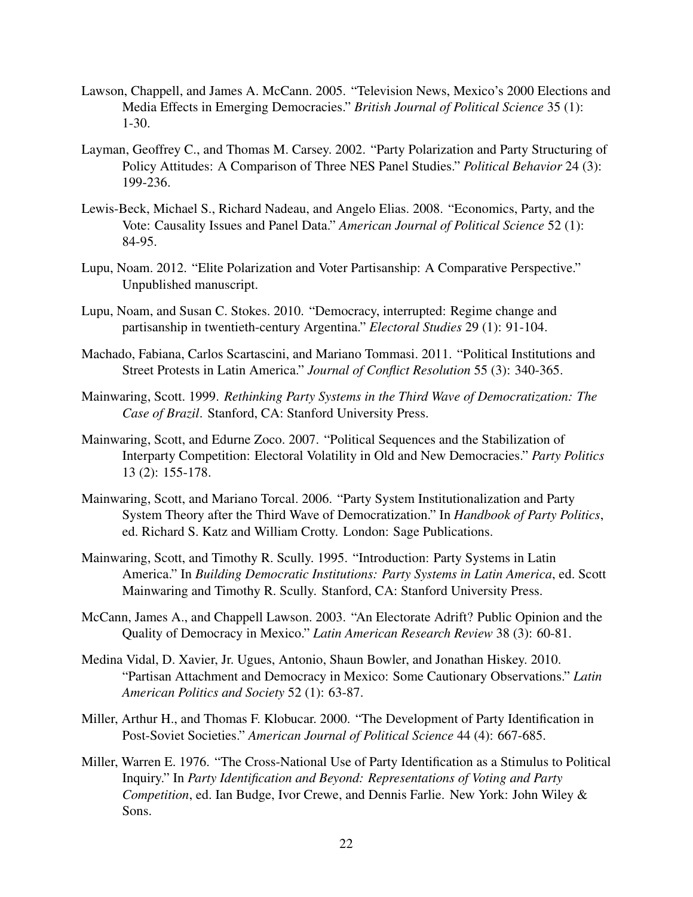Lawson, Chappell, and James A. McCann. 2005. "Television News, Mexico's 2000 Elections and Media Effects in Emerging Democracies." *British Journal of Political Science* 35 (1): 1-30.

Layman, Geoffrey C., and Thomas M. Carsey. 2002. "Party Polarization and Party Structuring of Policy Attitudes: A Comparison of Three NES Panel Studies." *Political Behavior* 24 (3): 199-236.

Lewis-Beck, Michael S., Richard Nadeau, and Angelo Elias. 2008. "Economics, Party, and the Vote: Causality Issues and Panel Data." *American Journal of Political Science* 52 (1): 84-95.

Lupu, Noam. 2012. "Elite Polarization and Voter Partisanship: A Comparative Perspective." Unpublished manuscript.

Lupu, Noam, and Susan C. Stokes. 2010. "Democracy, interrupted: Regime change and partisanship in twentieth-century Argentina." *Electoral Studies* 29 (1): 91-104.

Machado, Fabiana, Carlos Scartascini, and Mariano Tommasi. 2011. "Political Institutions and Street Protests in Latin America." *Journal of Conflict Resolution* 55 (3): 340-365.

Mainwaring, Scott. 1999. *Rethinking Party Systems in the Third Wave of Democratization: The Case of Brazil*. Stanford, CA: Stanford University Press.

Mainwaring, Scott, and Edurne Zoco. 2007. "Political Sequences and the Stabilization of Interparty Competition: Electoral Volatility in Old and New Democracies." *Party Politics* 13 (2): 155-178.

Mainwaring, Scott, and Mariano Torcal. 2006. "Party System Institutionalization and Party System Theory after the Third Wave of Democratization." In *Handbook of Party Politics*, ed. Richard S. Katz and William Crotty. London: Sage Publications.

Mainwaring, Scott, and Timothy R. Scully. 1995. "Introduction: Party Systems in Latin America." In *Building Democratic Institutions: Party Systems in Latin America*, ed. Scott Mainwaring and Timothy R. Scully. Stanford, CA: Stanford University Press.

McCann, James A., and Chappell Lawson. 2003. "An Electorate Adrift? Public Opinion and the Quality of Democracy in Mexico." *Latin American Research Review* 38 (3): 60-81.

Medina Vidal, D. Xavier, Jr. Ugues, Antonio, Shaun Bowler, and Jonathan Hiskey. 2010. "Partisan Attachment and Democracy in Mexico: Some Cautionary Observations." *Latin American Politics and Society* 52 (1): 63-87.

Miller, Arthur H., and Thomas F. Klobucar. 2000. "The Development of Party Identification in Post-Soviet Societies." *American Journal of Political Science* 44 (4): 667-685.

Miller, Warren E. 1976. "The Cross-National Use of Party Identification as a Stimulus to Political Inquiry." In *Party Identification and Beyond: Representations of Voting and Party Competition*, ed. Ian Budge, Ivor Crewe, and Dennis Farlie. New York: John Wiley & Sons.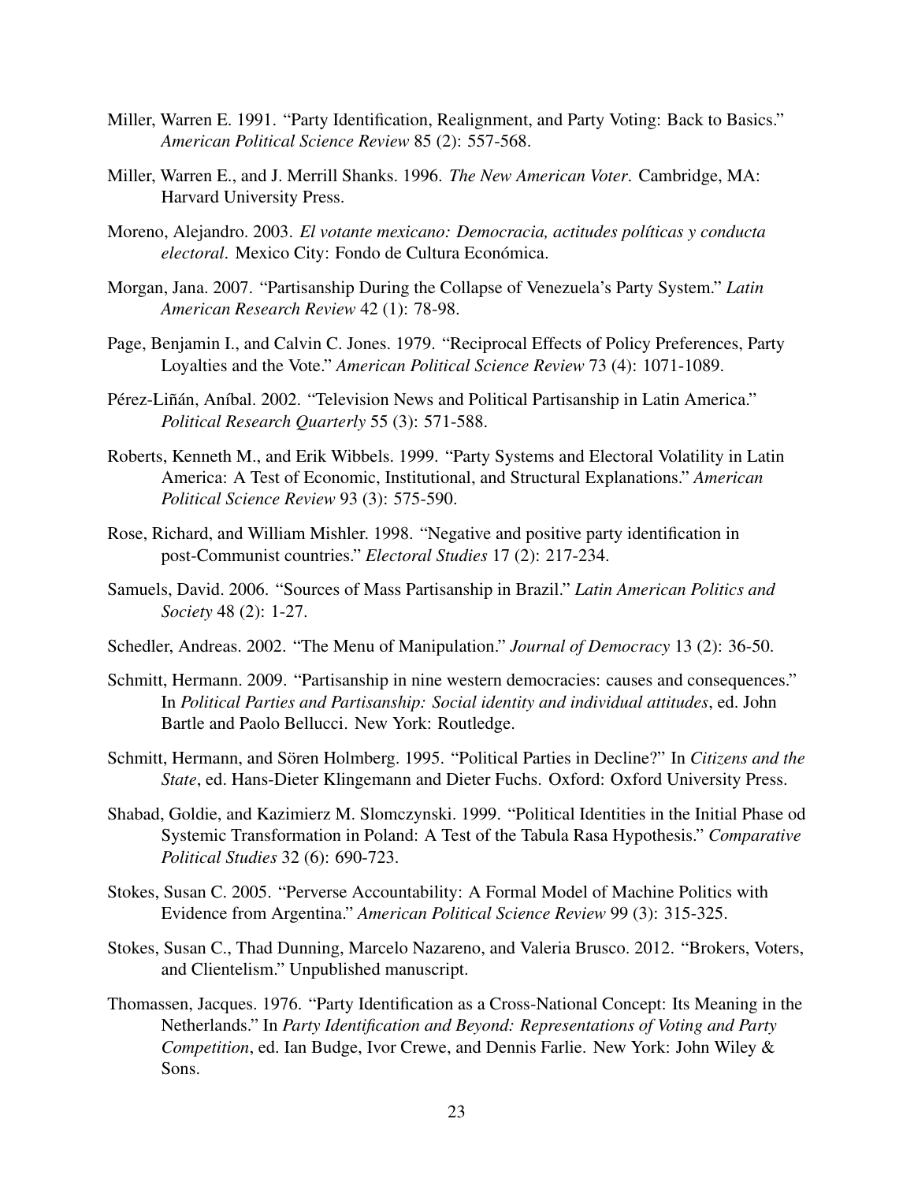Miller, Warren E. 1991. "Party Identification, Realignment, and Party Voting: Back to Basics." *American Political Science Review* 85 (2): 557-568.

Miller, Warren E., and J. Merrill Shanks. 1996. *The New American Voter*. Cambridge, MA: Harvard University Press.

Moreno, Alejandro. 2003. *El votante mexicano: Democracia, actitudes políticas y conducta electoral*. Mexico City: Fondo de Cultura Económica.

Morgan, Jana. 2007. "Partisanship During the Collapse of Venezuela's Party System." *Latin American Research Review* 42 (1): 78-98.

Page, Benjamin I., and Calvin C. Jones. 1979. "Reciprocal Effects of Policy Preferences, Party Loyalties and the Vote." *American Political Science Review* 73 (4): 1071-1089.

Pérez-Liñán, Aníbal. 2002. "Television News and Political Partisanship in Latin America." *Political Research Quarterly* 55 (3): 571-588.

Roberts, Kenneth M., and Erik Wibbels. 1999. "Party Systems and Electoral Volatility in Latin America: A Test of Economic, Institutional, and Structural Explanations." *American Political Science Review* 93 (3): 575-590.

Rose, Richard, and William Mishler. 1998. "Negative and positive party identification in post-Communist countries." *Electoral Studies* 17 (2): 217-234.

Samuels, David. 2006. "Sources of Mass Partisanship in Brazil." *Latin American Politics and Society* 48 (2): 1-27.

Schedler, Andreas. 2002. "The Menu of Manipulation." *Journal of Democracy* 13 (2): 36-50.

Schmitt, Hermann. 2009. "Partisanship in nine western democracies: causes and consequences." In *Political Parties and Partisanship: Social identity and individual attitudes*, ed. John Bartle and Paolo Bellucci. New York: Routledge.

Schmitt, Hermann, and Sören Holmberg. 1995. "Political Parties in Decline?" In *Citizens and the State*, ed. Hans-Dieter Klingemann and Dieter Fuchs. Oxford: Oxford University Press.

Shabad, Goldie, and Kazimierz M. Slomczynski. 1999. "Political Identities in the Initial Phase od Systemic Transformation in Poland: A Test of the Tabula Rasa Hypothesis." *Comparative Political Studies* 32 (6): 690-723.

Stokes, Susan C. 2005. "Perverse Accountability: A Formal Model of Machine Politics with Evidence from Argentina." *American Political Science Review* 99 (3): 315-325.

Stokes, Susan C., Thad Dunning, Marcelo Nazareno, and Valeria Brusco. 2012. "Brokers, Voters, and Clientelism." Unpublished manuscript.

Thomassen, Jacques. 1976. "Party Identification as a Cross-National Concept: Its Meaning in the Netherlands." In *Party Identification and Beyond: Representations of Voting and Party Competition*, ed. Ian Budge, Ivor Crewe, and Dennis Farlie. New York: John Wiley & Sons.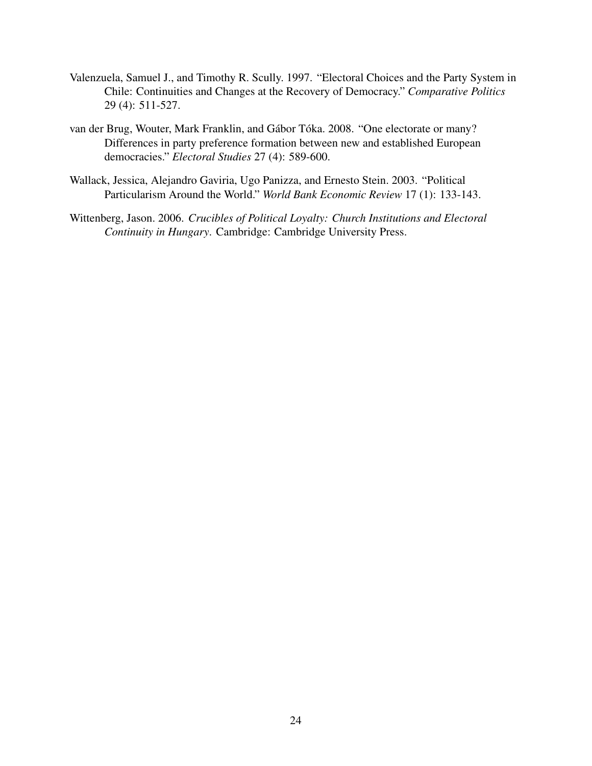Valenzuela, Samuel J., and Timothy R. Scully. 1997. "Electoral Choices and the Party System in Chile: Continuities and Changes at the Recovery of Democracy." *Comparative Politics* 29 (4): 511-527.

van der Brug, Wouter, Mark Franklin, and Gábor Tóka. 2008. "One electorate or many? Differences in party preference formation between new and established European democracies." *Electoral Studies* 27 (4): 589-600.

Wallack, Jessica, Alejandro Gaviria, Ugo Panizza, and Ernesto Stein. 2003. "Political Particularism Around the World." *World Bank Economic Review* 17 (1): 133-143.

Wittenberg, Jason. 2006. *Crucibles of Political Loyalty: Church Institutions and Electoral Continuity in Hungary*. Cambridge: Cambridge University Press.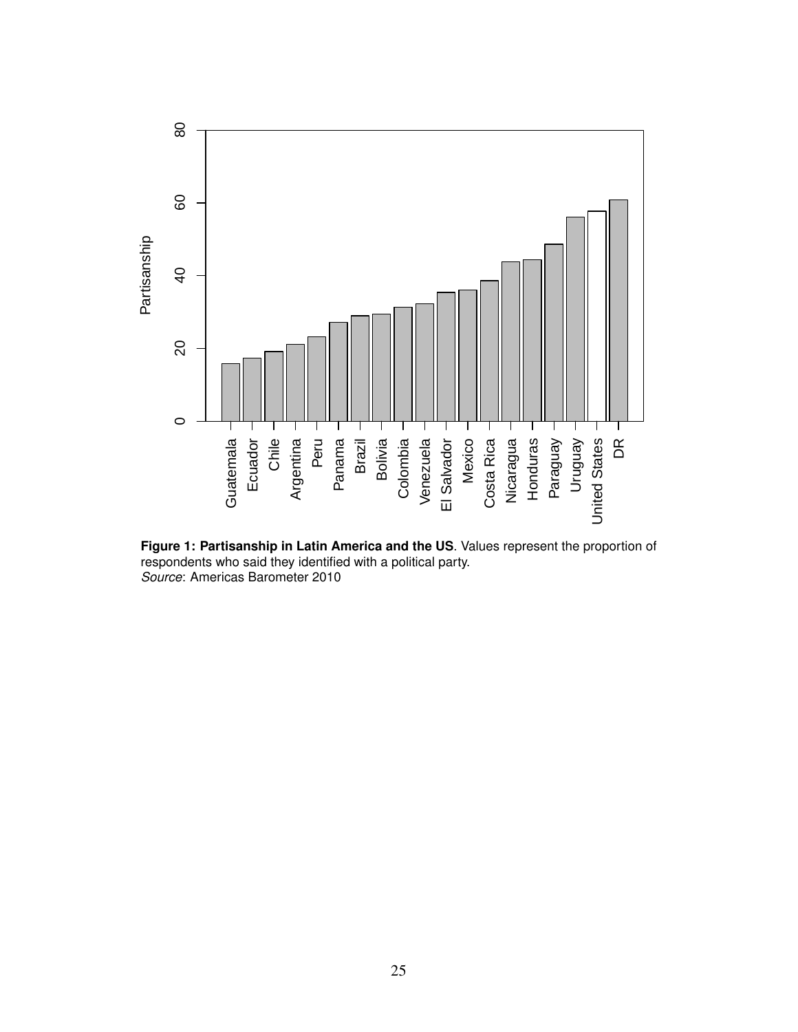**Figure 1: Partisanship in Latin America and the US**. Values represent the proportion of respondents who said they identified with a political party.
*Source*: Americas Barometer 2010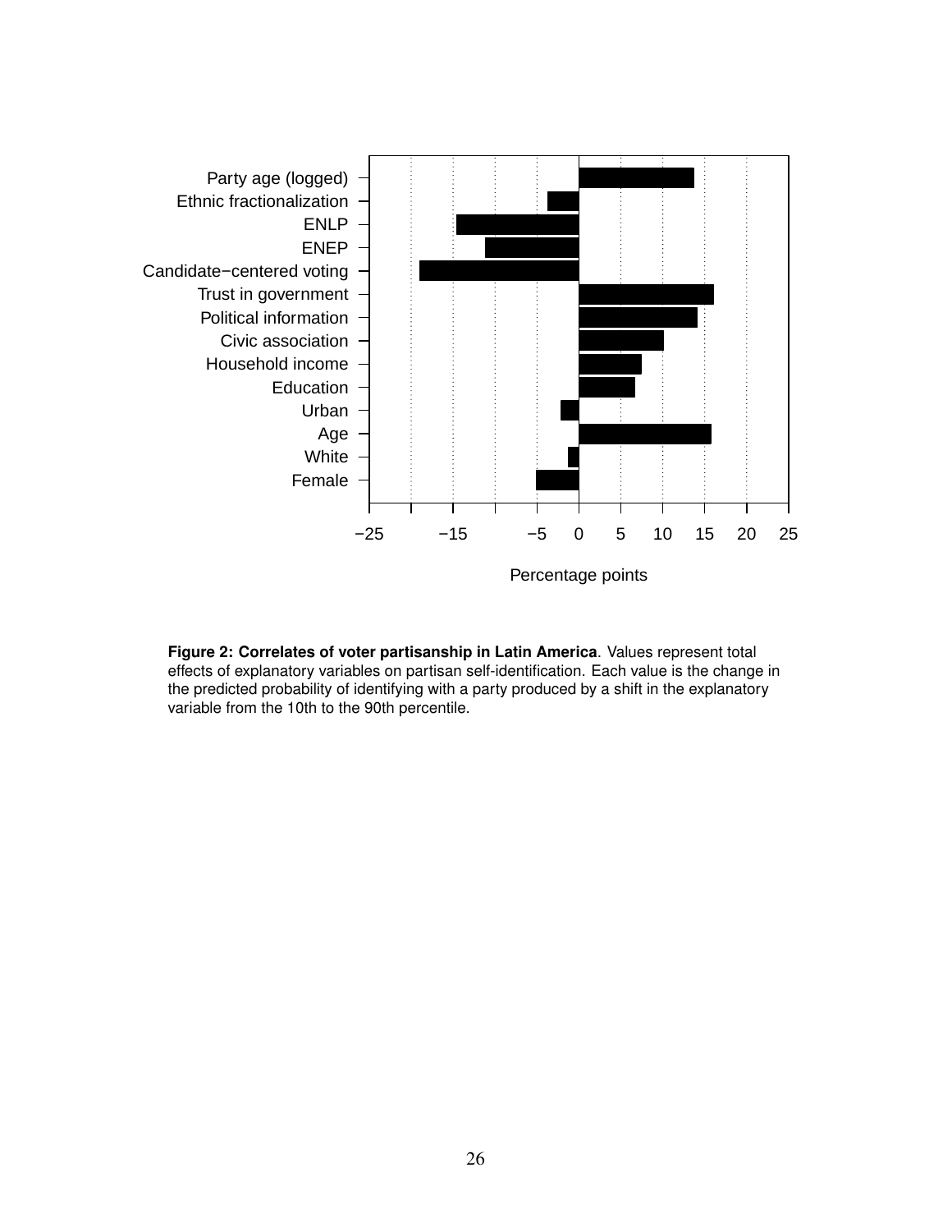**Figure 2: Correlates of voter partisanship in Latin America**. Values represent total effects of explanatory variables on partisan self-identification. Each value is the change in the predicted probability of identifying with a party produced by a shift in the explanatory variable from the 10th to the 90th percentile.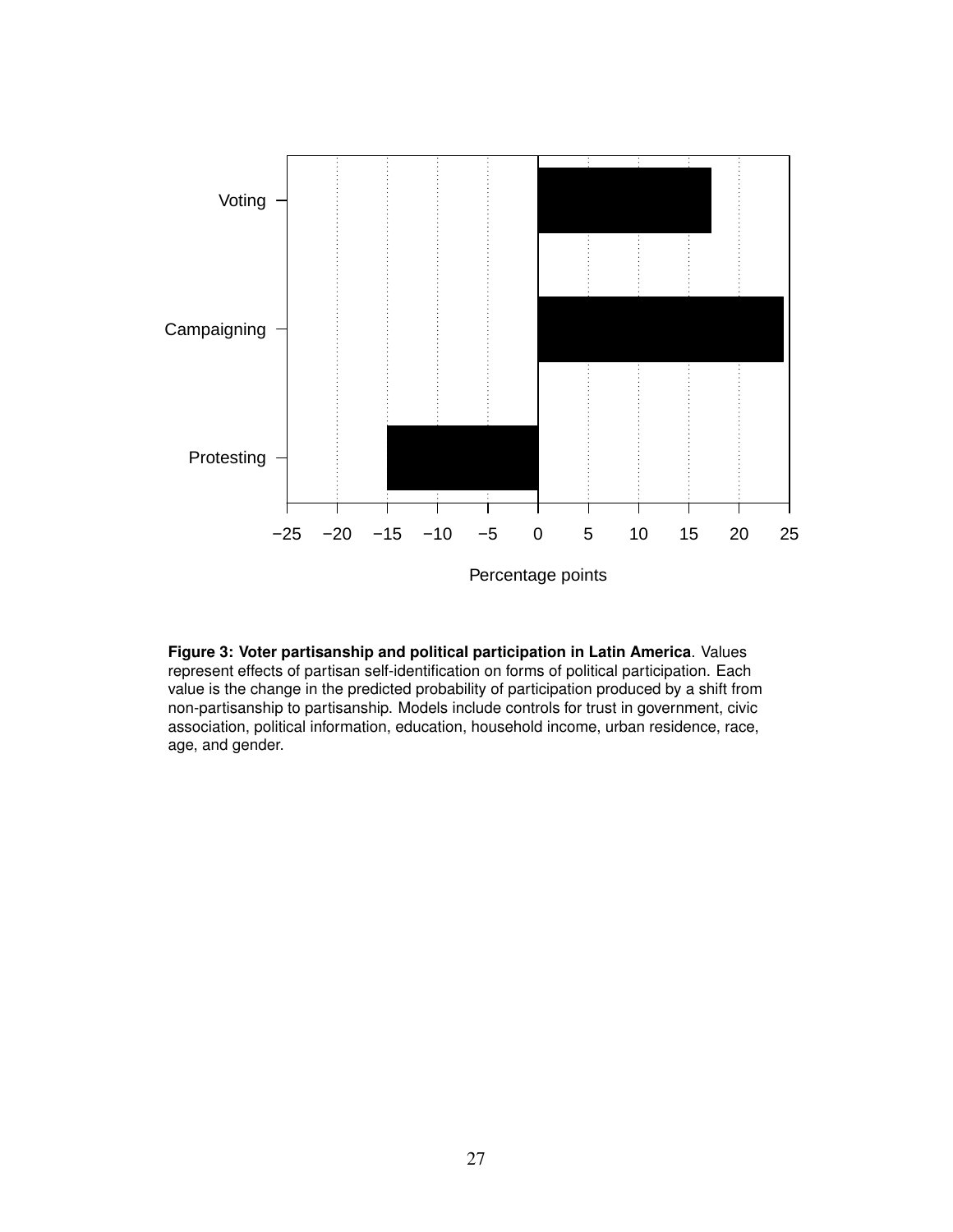**Figure 3: Voter partisanship and political participation in Latin America**. Values represent effects of partisan self-identification on forms of political participation. Each value is the change in the predicted probability of participation produced by a shift from non-partisanship to partisanship. Models include controls for trust in government, civic association, political information, education, household income, urban residence, race, age, and gender.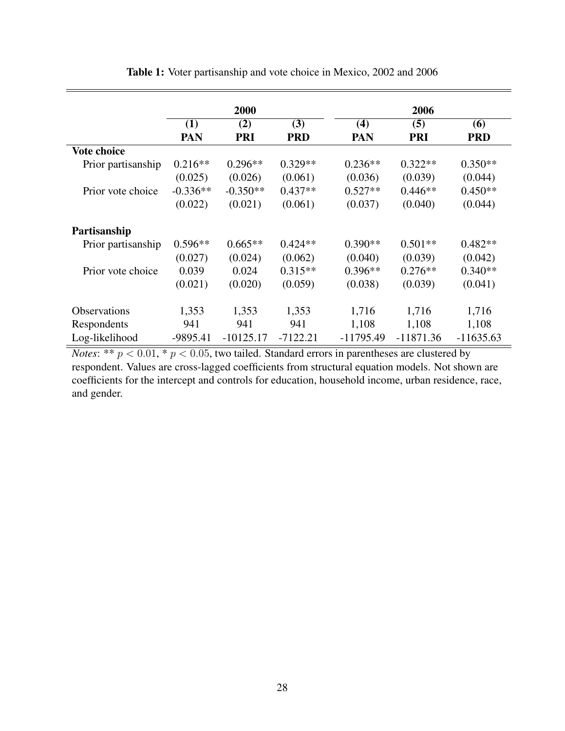**Table 1:** Voter partisanship and vote choice in Mexico, 2002 and 2006

| | 2000 | | | 2006 | | |
|---|---|---|---|---|---|---|
| | (1) | (2) | (3) | (4) | (5) | (6) |
| | **PAN** | **PRI** | **PRD** | **PAN** | **PRI** | **PRD** |
| **Vote choice** | | | | | | |
| Prior partisanship | 0.216** | 0.296** | 0.329** | 0.236** | 0.322** | 0.350** |
| | (0.025) | (0.026) | (0.061) | (0.036) | (0.039) | (0.044) |
| Prior vote choice | -0.336** | -0.350** | 0.437** | 0.527** | 0.446** | 0.450** |
| | (0.022) | (0.021) | (0.061) | (0.037) | (0.040) | (0.044) |
| **Partisanship** | | | | | | |
| Prior partisanship | 0.596** | 0.665** | 0.424** | 0.390** | 0.501** | 0.482** |
| | (0.027) | (0.024) | (0.062) | (0.040) | (0.039) | (0.042) |
| Prior vote choice | 0.039 | 0.024 | 0.315** | 0.396** | 0.276** | 0.340** |
| | (0.021) | (0.020) | (0.059) | (0.038) | (0.039) | (0.041) |
| Observations | 1,353 | 1,353 | 1,353 | 1,716 | 1,716 | 1,716 |
| Respondents | 941 | 941 | 941 | 1,108 | 1,108 | 1,108 |
| Log-likelihood | -9895.41 | -10125.17 | -7122.21 | -11795.49 | -11871.36 | -11635.63 |

*Notes*: ** $p < 0.01$, * $p < 0.05$, two tailed. Standard errors in parentheses are clustered by respondent. Values are cross-lagged coefficients from structural equation models. Not shown are coefficients for the intercept and controls for education, household income, urban residence, race, and gender.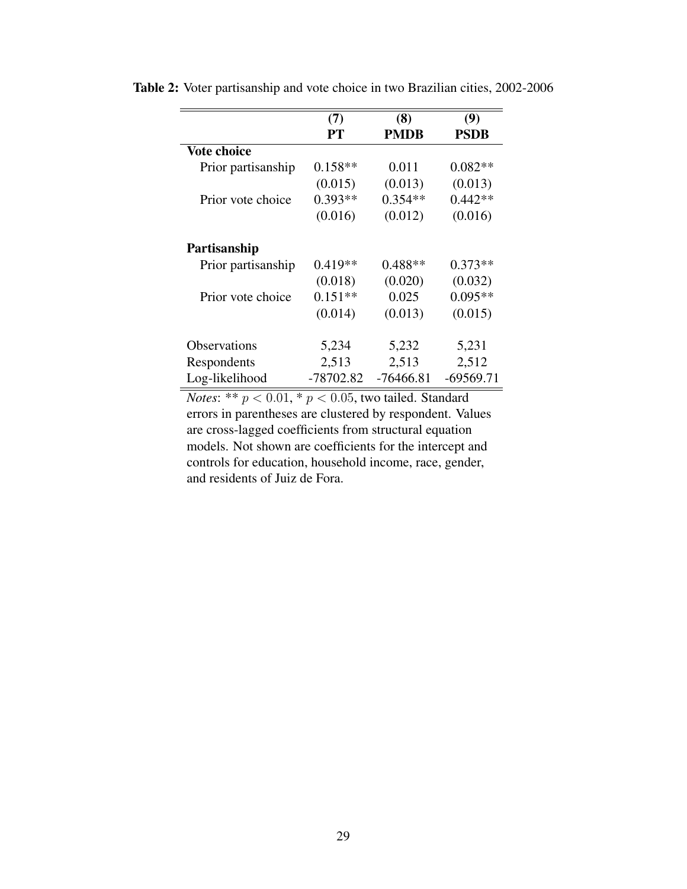**Table 2:** Voter partisanship and vote choice in two Brazilian cities, 2002-2006

| | (7) PT | (8) PMDB | (9) PSDB |
|---|---|---|---|
| **Vote choice** | | | |
| Prior partisanship | 0.158** | 0.011 | 0.082** |
| | (0.015) | (0.013) | (0.013) |
| Prior vote choice | 0.393** | 0.354** | 0.442** |
| | (0.016) | (0.012) | (0.016) |
| **Partisanship** | | | |
| Prior partisanship | 0.419** | 0.488** | 0.373** |
| | (0.018) | (0.020) | (0.032) |
| Prior vote choice | 0.151** | 0.025 | 0.095** |
| | (0.014) | (0.013) | (0.015) |
| Observations | 5,234 | 5,232 | 5,231 |
| Respondents | 2,513 | 2,513 | 2,512 |
| Log-likelihood | -78702.82 | -76466.81 | -69569.71 |

*Notes*: ** $p < 0.01$, * $p < 0.05$, two tailed. Standard errors in parentheses are clustered by respondent. Values are cross-lagged coefficients from structural equation models. Not shown are coefficients for the intercept and controls for education, household income, race, gender, and residents of Juiz de Fora.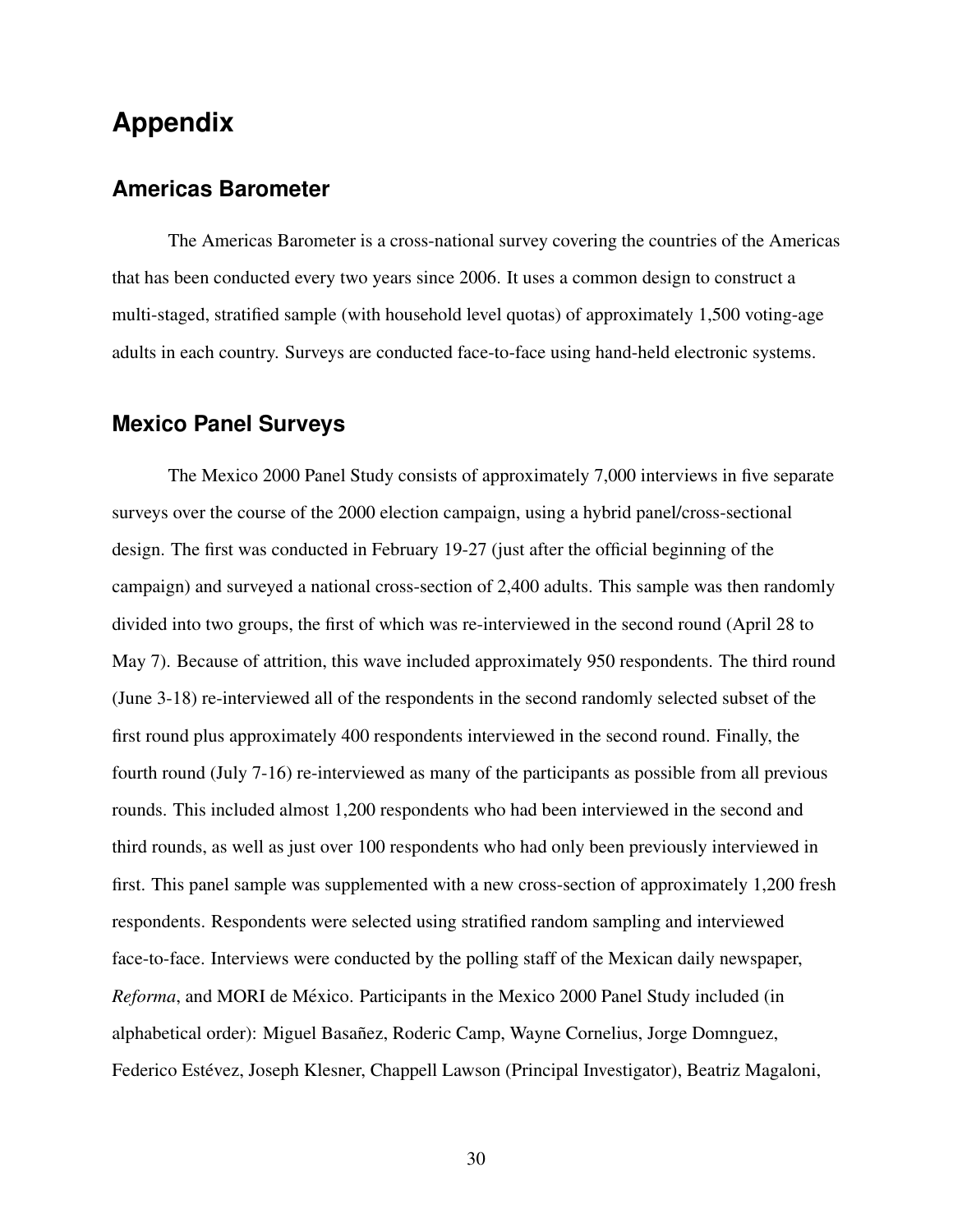# Appendix

## Americas Barometer

The Americas Barometer is a cross-national survey covering the countries of the Americas that has been conducted every two years since 2006. It uses a common design to construct a multi-staged, stratified sample (with household level quotas) of approximately 1,500 voting-age adults in each country. Surveys are conducted face-to-face using hand-held electronic systems.

## Mexico Panel Surveys

The Mexico 2000 Panel Study consists of approximately 7,000 interviews in five separate surveys over the course of the 2000 election campaign, using a hybrid panel/cross-sectional design. The first was conducted in February 19-27 (just after the official beginning of the campaign) and surveyed a national cross-section of 2,400 adults. This sample was then randomly divided into two groups, the first of which was re-interviewed in the second round (April 28 to May 7). Because of attrition, this wave included approximately 950 respondents. The third round (June 3-18) re-interviewed all of the respondents in the second randomly selected subset of the first round plus approximately 400 respondents interviewed in the second round. Finally, the fourth round (July 7-16) re-interviewed as many of the participants as possible from all previous rounds. This included almost 1,200 respondents who had been interviewed in the second and third rounds, as well as just over 100 respondents who had only been previously interviewed in first. This panel sample was supplemented with a new cross-section of approximately 1,200 fresh respondents. Respondents were selected using stratified random sampling and interviewed face-to-face. Interviews were conducted by the polling staff of the Mexican daily newspaper, *Reforma*, and MORI de México. Participants in the Mexico 2000 Panel Study included (in alphabetical order): Miguel Basañez, Roderic Camp, Wayne Cornelius, Jorge Domnguez, Federico Estévez, Joseph Klesner, Chappell Lawson (Principal Investigator), Beatriz Magaloni,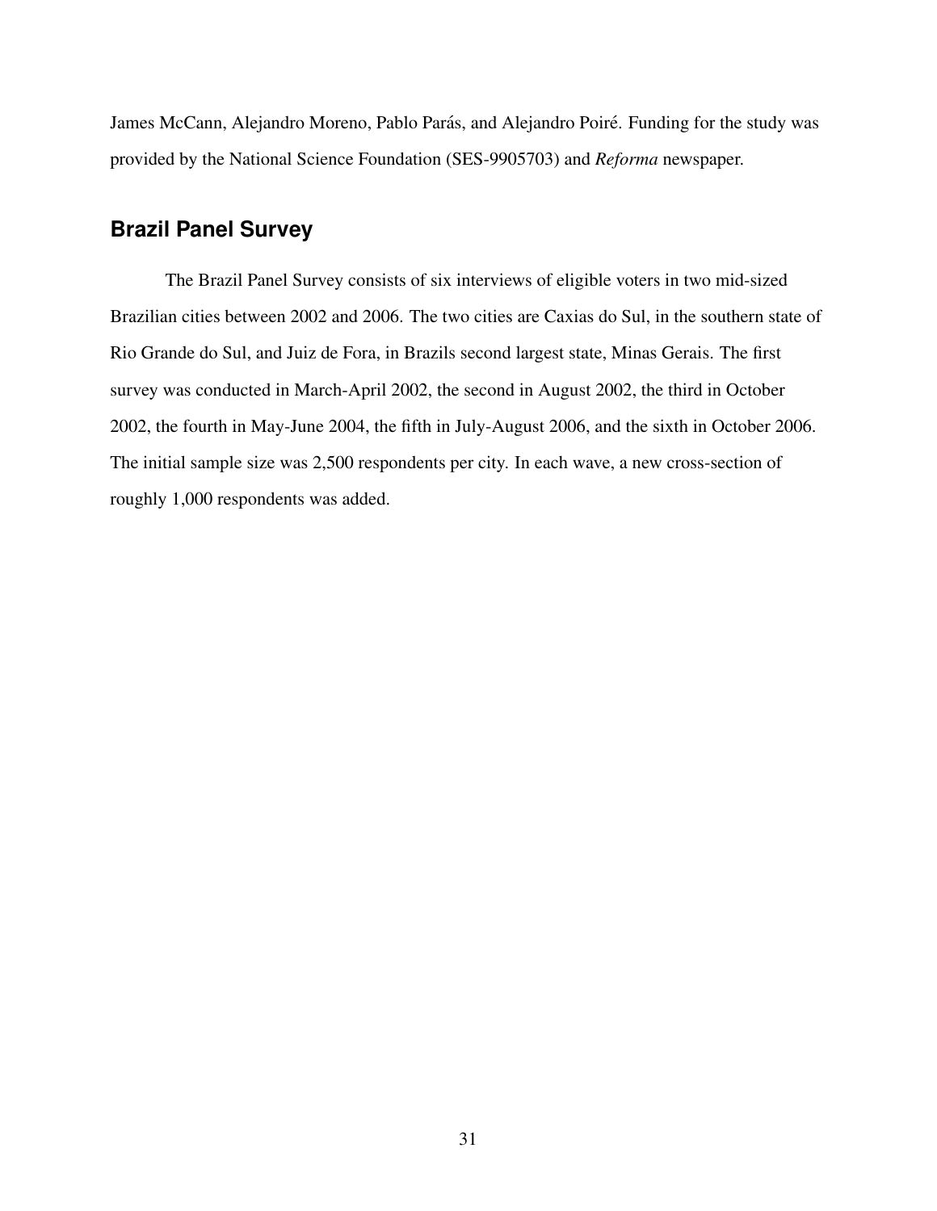James McCann, Alejandro Moreno, Pablo Parás, and Alejandro Poiré. Funding for the study was provided by the National Science Foundation (SES-9905703) and *Reforma* newspaper.

## Brazil Panel Survey

The Brazil Panel Survey consists of six interviews of eligible voters in two mid-sized Brazilian cities between 2002 and 2006. The two cities are Caxias do Sul, in the southern state of Rio Grande do Sul, and Juiz de Fora, in Brazils second largest state, Minas Gerais. The first survey was conducted in March-April 2002, the second in August 2002, the third in October 2002, the fourth in May-June 2004, the fifth in July-August 2006, and the sixth in October 2006. The initial sample size was 2,500 respondents per city. In each wave, a new cross-section of roughly 1,000 respondents was added.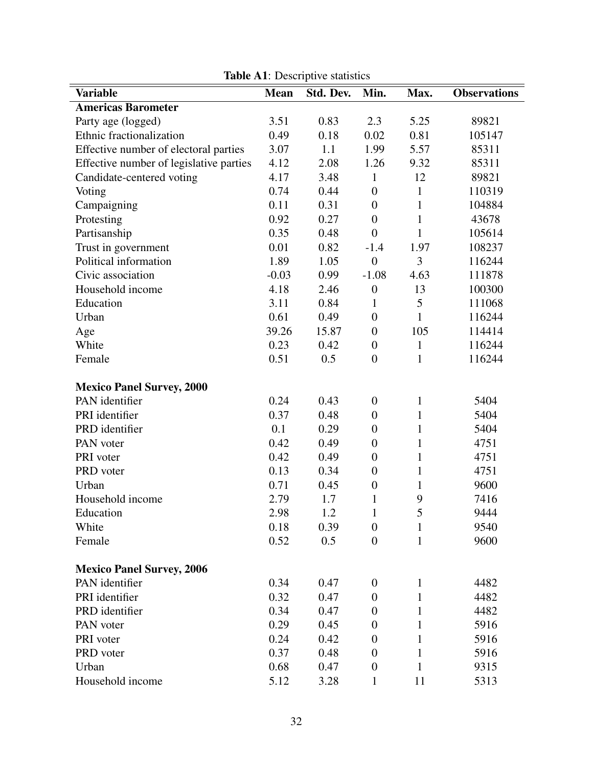**Table A1**: Descriptive statistics

| Variable | Mean | Std. Dev. | Min. | Max. | Observations |
|---|---|---|---|---|---|
| **Americas Barometer** | | | | | |
| Party age (logged) | 3.51 | 0.83 | 2.3 | 5.25 | 89821 |
| Ethnic fractionalization | 0.49 | 0.18 | 0.02 | 0.81 | 105147 |
| Effective number of electoral parties | 3.07 | 1.1 | 1.99 | 5.57 | 85311 |
| Effective number of legislative parties | 4.12 | 2.08 | 1.26 | 9.32 | 85311 |
| Candidate-centered voting | 4.17 | 3.48 | 1 | 12 | 89821 |
| Voting | 0.74 | 0.44 | 0 | 1 | 110319 |
| Campaigning | 0.11 | 0.31 | 0 | 1 | 104884 |
| Protesting | 0.92 | 0.27 | 0 | 1 | 43678 |
| Partisanship | 0.35 | 0.48 | 0 | 1 | 105614 |
| Trust in government | 0.01 | 0.82 | -1.4 | 1.97 | 108237 |
| Political information | 1.89 | 1.05 | 0 | 3 | 116244 |
| Civic association | -0.03 | 0.99 | -1.08 | 4.63 | 111878 |
| Household income | 4.18 | 2.46 | 0 | 13 | 100300 |
| Education | 3.11 | 0.84 | 1 | 5 | 111068 |
| Urban | 0.61 | 0.49 | 0 | 1 | 116244 |
| Age | 39.26 | 15.87 | 0 | 105 | 114414 |
| White | 0.23 | 0.42 | 0 | 1 | 116244 |
| Female | 0.51 | 0.5 | 0 | 1 | 116244 |
| | | | | | |
| **Mexico Panel Survey, 2000** | | | | | |
| PAN identifier | 0.24 | 0.43 | 0 | 1 | 5404 |
| PRI identifier | 0.37 | 0.48 | 0 | 1 | 5404 |
| PRD identifier | 0.1 | 0.29 | 0 | 1 | 5404 |
| PAN voter | 0.42 | 0.49 | 0 | 1 | 4751 |
| PRI voter | 0.42 | 0.49 | 0 | 1 | 4751 |
| PRD voter | 0.13 | 0.34 | 0 | 1 | 4751 |
| Urban | 0.71 | 0.45 | 0 | 1 | 9600 |
| Household income | 2.79 | 1.7 | 1 | 9 | 7416 |
| Education | 2.98 | 1.2 | 1 | 5 | 9444 |
| White | 0.18 | 0.39 | 0 | 1 | 9540 |
| Female | 0.52 | 0.5 | 0 | 1 | 9600 |
| | | | | | |
| **Mexico Panel Survey, 2006** | | | | | |
| PAN identifier | 0.34 | 0.47 | 0 | 1 | 4482 |
| PRI identifier | 0.32 | 0.47 | 0 | 1 | 4482 |
| PRD identifier | 0.34 | 0.47 | 0 | 1 | 4482 |
| PAN voter | 0.29 | 0.45 | 0 | 1 | 5916 |
| PRI voter | 0.24 | 0.42 | 0 | 1 | 5916 |
| PRD voter | 0.37 | 0.48 | 0 | 1 | 5916 |
| Urban | 0.68 | 0.47 | 0 | 1 | 9315 |
| Household income | 5.12 | 3.28 | 1 | 11 | 5313 |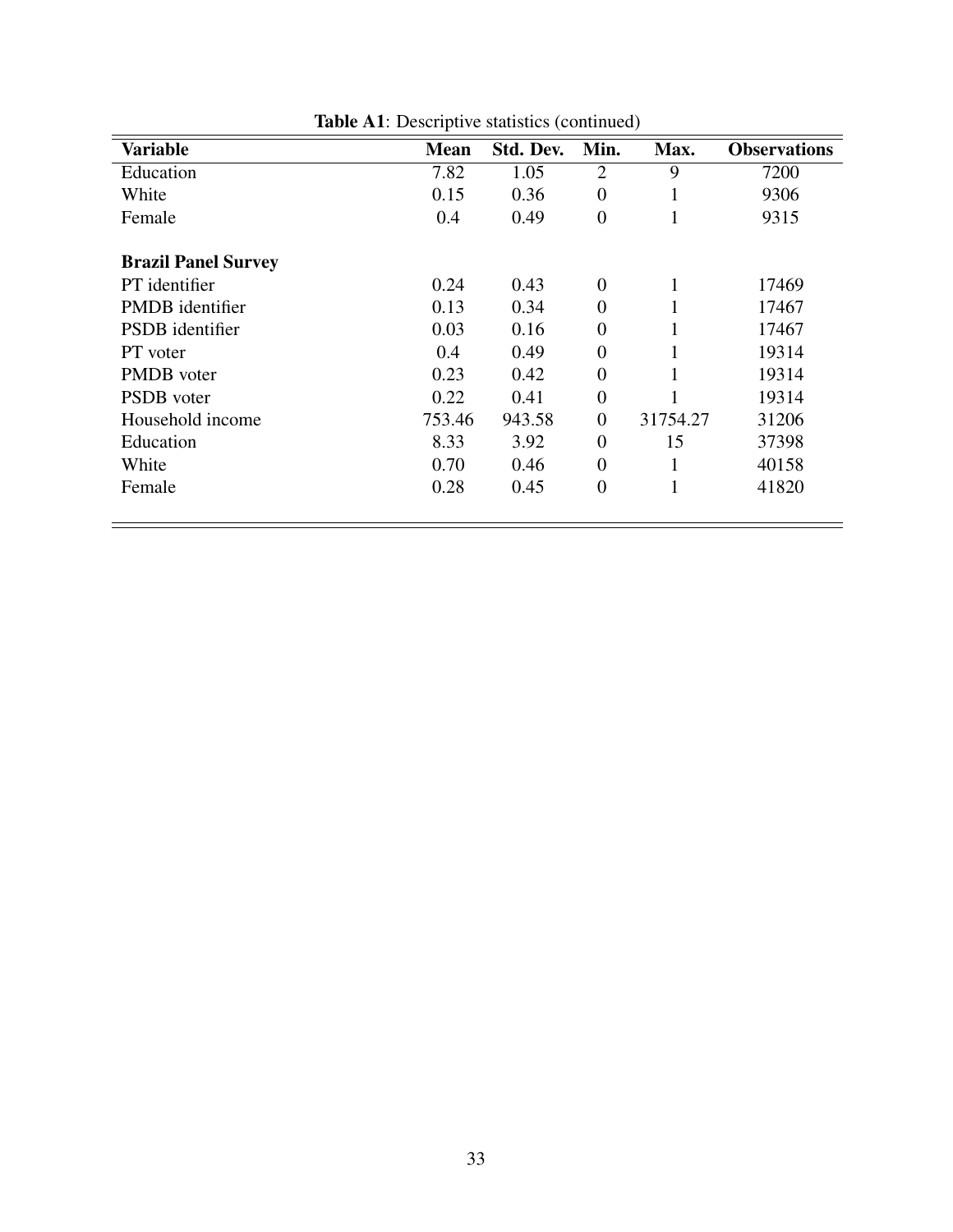**Table A1**: Descriptive statistics (continued)

| **Variable** | **Mean** | **Std. Dev.** | **Min.** | **Max.** | **Observations** |
|---|---|---|---|---|---|
| Education | 7.82 | 1.05 | 2 | 9 | 7200 |
| White | 0.15 | 0.36 | 0 | 1 | 9306 |
| Female | 0.4 | 0.49 | 0 | 1 | 9315 |
| | | | | | |
| **Brazil Panel Survey** | | | | | |
| PT identifier | 0.24 | 0.43 | 0 | 1 | 17469 |
| PMDB identifier | 0.13 | 0.34 | 0 | 1 | 17467 |
| PSDB identifier | 0.03 | 0.16 | 0 | 1 | 17467 |
| PT voter | 0.4 | 0.49 | 0 | 1 | 19314 |
| PMDB voter | 0.23 | 0.42 | 0 | 1 | 19314 |
| PSDB voter | 0.22 | 0.41 | 0 | 1 | 19314 |
| Household income | 753.46 | 943.58 | 0 | 31754.27 | 31206 |
| Education | 8.33 | 3.92 | 0 | 15 | 37398 |
| White | 0.70 | 0.46 | 0 | 1 | 40158 |
| Female | 0.28 | 0.45 | 0 | 1 | 41820 |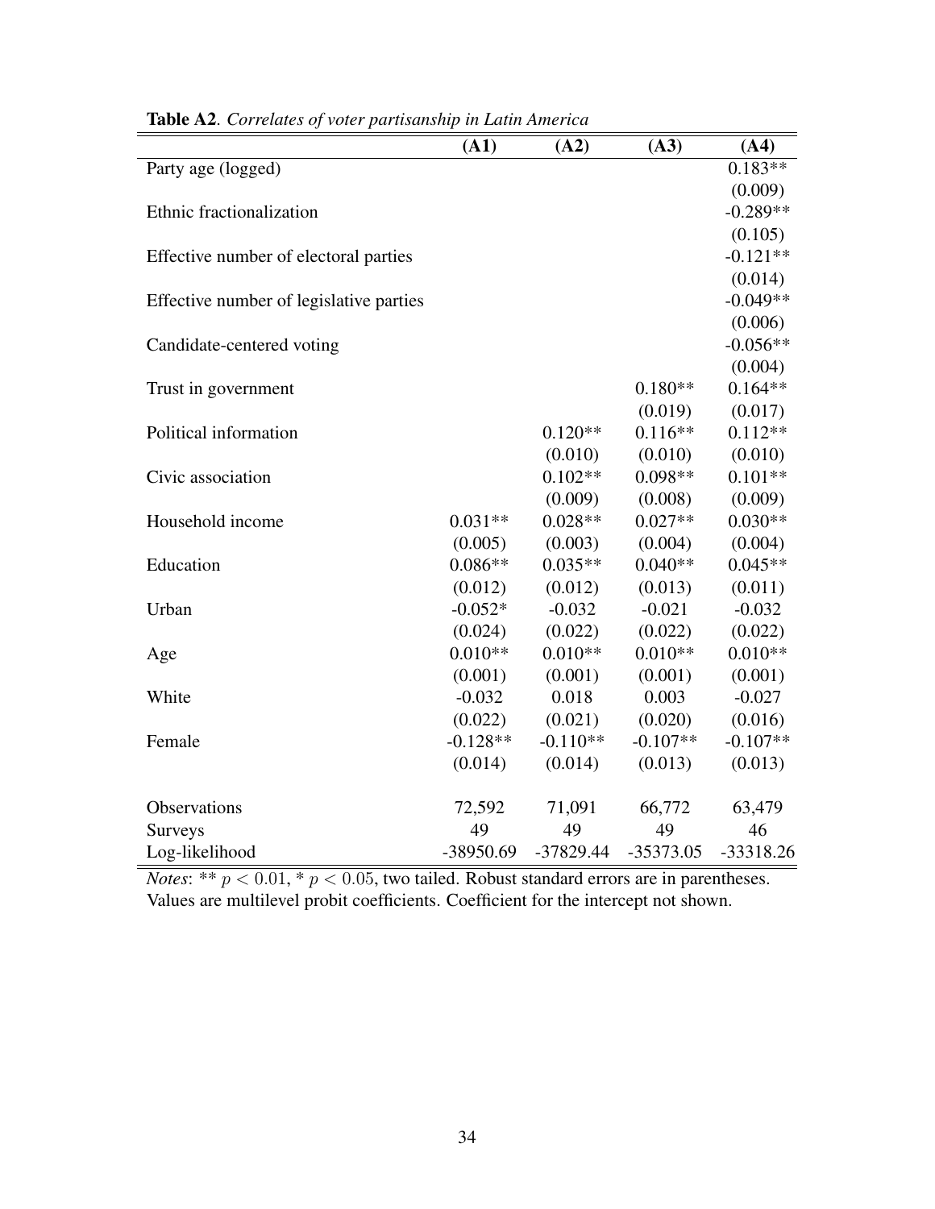**Table A2**. *Correlates of voter partisanship in Latin America*

| | (A1) | (A2) | (A3) | (A4) |
|---|---|---|---|---|
| Party age (logged) | | | | 0.183** |
| | | | | (0.009) |
| Ethnic fractionalization | | | | -0.289** |
| | | | | (0.105) |
| Effective number of electoral parties | | | | -0.121** |
| | | | | (0.014) |
| Effective number of legislative parties | | | | -0.049** |
| | | | | (0.006) |
| Candidate-centered voting | | | | -0.056** |
| | | | | (0.004) |
| Trust in government | | | 0.180** | 0.164** |
| | | | (0.019) | (0.017) |
| Political information | | 0.120** | 0.116** | 0.112** |
| | | (0.010) | (0.010) | (0.010) |
| Civic association | | 0.102** | 0.098** | 0.101** |
| | | (0.009) | (0.008) | (0.009) |
| Household income | 0.031** | 0.028** | 0.027** | 0.030** |
| | (0.005) | (0.003) | (0.004) | (0.004) |
| Education | 0.086** | 0.035** | 0.040** | 0.045** |
| | (0.012) | (0.012) | (0.013) | (0.011) |
| Urban | -0.052* | -0.032 | -0.021 | -0.032 |
| | (0.024) | (0.022) | (0.022) | (0.022) |
| Age | 0.010** | 0.010** | 0.010** | 0.010** |
| | (0.001) | (0.001) | (0.001) | (0.001) |
| White | -0.032 | 0.018 | 0.003 | -0.027 |
| | (0.022) | (0.021) | (0.020) | (0.016) |
| Female | -0.128** | -0.110** | -0.107** | -0.107** |
| | (0.014) | (0.014) | (0.013) | (0.013) |
| Observations | 72,592 | 71,091 | 66,772 | 63,479 |
| Surveys | 49 | 49 | 49 | 46 |
| Log-likelihood | -38950.69 | -37829.44 | -35373.05 | -33318.26 |

*Notes*: ** $p < 0.01$, * $p < 0.05$, two tailed. Robust standard errors are in parentheses. Values are multilevel probit coefficients. Coefficient for the intercept not shown.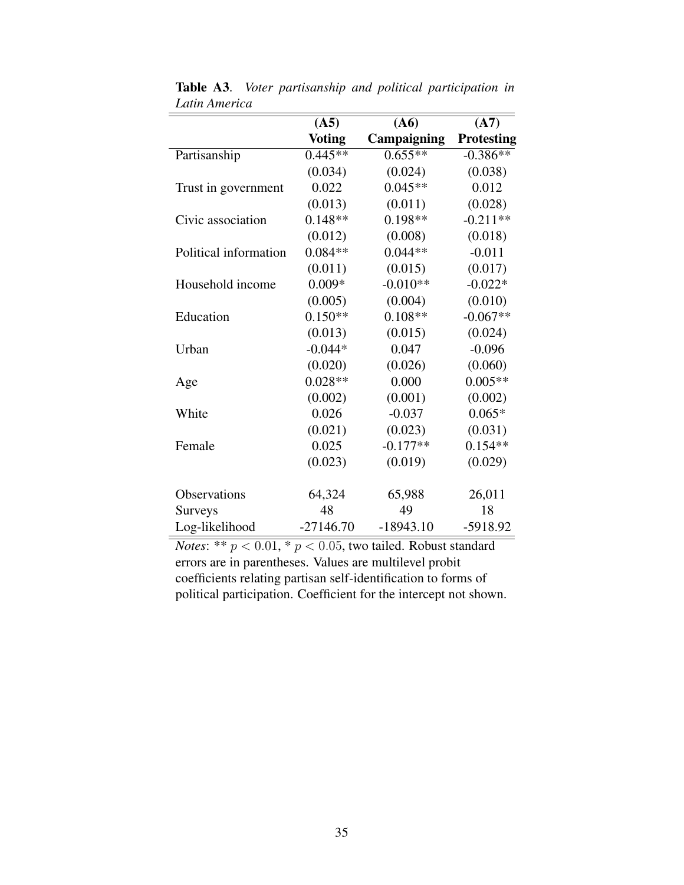**Table A3**. *Voter partisanship and political participation in Latin America*

| | (A5) | (A6) | (A7) |
|---|---|---|---|
| | **Voting** | **Campaigning** | **Protesting** |
| Partisanship | 0.445** | 0.655** | -0.386** |
| | (0.034) | (0.024) | (0.038) |
| Trust in government | 0.022 | 0.045** | 0.012 |
| | (0.013) | (0.011) | (0.028) |
| Civic association | 0.148** | 0.198** | -0.211** |
| | (0.012) | (0.008) | (0.018) |
| Political information | 0.084** | 0.044** | -0.011 |
| | (0.011) | (0.015) | (0.017) |
| Household income | 0.009* | -0.010** | -0.022* |
| | (0.005) | (0.004) | (0.010) |
| Education | 0.150** | 0.108** | -0.067** |
| | (0.013) | (0.015) | (0.024) |
| Urban | -0.044* | 0.047 | -0.096 |
| | (0.020) | (0.026) | (0.060) |
| Age | 0.028** | 0.000 | 0.005** |
| | (0.002) | (0.001) | (0.002) |
| White | 0.026 | -0.037 | 0.065* |
| | (0.021) | (0.023) | (0.031) |
| Female | 0.025 | -0.177** | 0.154** |
| | (0.023) | (0.019) | (0.029) |
| Observations | 64,324 | 65,988 | 26,011 |
| Surveys | 48 | 49 | 18 |
| Log-likelihood | -27146.70 | -18943.10 | -5918.92 |

*Notes*: ** $p < 0.01$, * $p < 0.05$, two tailed. Robust standard errors are in parentheses. Values are multilevel probit coefficients relating partisan self-identification to forms of political participation. Coefficient for the intercept not shown.